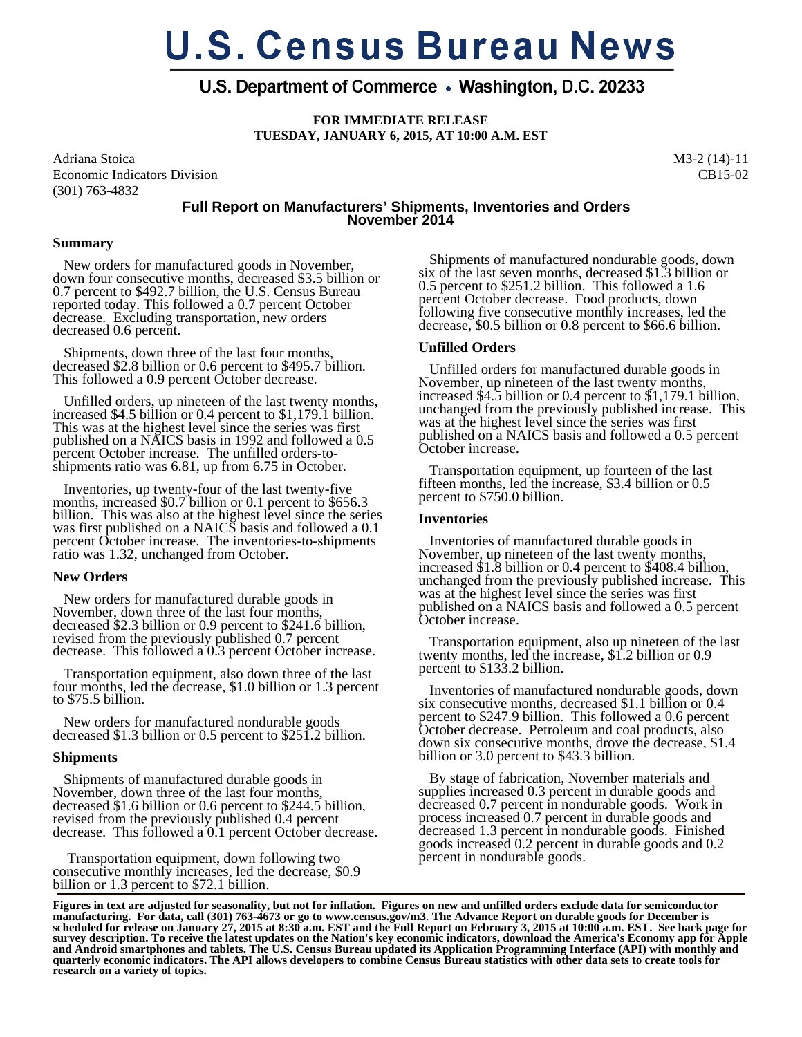# U.S. Census Bureau News

## U.S. Department of Commerce • Washington, D.C. 20233

**FOR IMMEDIATE RELEASE**
**TUESDAY, JANUARY 6, 2015, AT 10:00 A.M. EST**

Adriana Stoica
Economic Indicators Division
(301) 763-4832

M3-2 (14)-11
CB15-02

## Full Report on Manufacturers' Shipments, Inventories and Orders November 2014

### Summary

New orders for manufactured goods in November, down four consecutive months, decreased $3.5 billion or 0.7 percent to $492.7 billion, the U.S. Census Bureau reported today. This followed a 0.7 percent October decrease. Excluding transportation, new orders decreased 0.6 percent.

Shipments, down three of the last four months, decreased $2.8 billion or 0.6 percent to $495.7 billion. This followed a 0.9 percent October decrease.

Unfilled orders, up nineteen of the last twenty months, increased $4.5 billion or 0.4 percent to $1,179.1 billion. This was at the highest level since the series was first published on a NAICS basis in 1992 and followed a 0.5 percent October increase. The unfilled orders-to-shipments ratio was 6.81, up from 6.75 in October.

Inventories, up twenty-four of the last twenty-five months, increased $0.7 billion or 0.1 percent to $656.3 billion. This was also at the highest level since the series was first published on a NAICS basis and followed a 0.1 percent October increase. The inventories-to-shipments ratio was 1.32, unchanged from October.

### New Orders

New orders for manufactured durable goods in November, down three of the last four months, decreased $2.3 billion or 0.9 percent to $241.6 billion, revised from the previously published 0.7 percent decrease. This followed a 0.3 percent October increase.

Transportation equipment, also down three of the last four months, led the decrease, $1.0 billion or 1.3 percent to $75.5 billion.

New orders for manufactured nondurable goods decreased $1.3 billion or 0.5 percent to $251.2 billion.

### Shipments

Shipments of manufactured durable goods in November, down three of the last four months, decreased $1.6 billion or 0.6 percent to $244.5 billion, revised from the previously published 0.4 percent decrease. This followed a 0.1 percent October decrease.

Transportation equipment, down following two consecutive monthly increases, led the decrease, $0.9 billion or 1.3 percent to $72.1 billion.

Shipments of manufactured nondurable goods, down six of the last seven months, decreased $1.3 billion or 0.5 percent to $251.2 billion. This followed a 1.6 percent October decrease. Food products, down following five consecutive monthly increases, led the decrease, $0.5 billion or 0.8 percent to $66.6 billion.

### Unfilled Orders

Unfilled orders for manufactured durable goods in November, up nineteen of the last twenty months, increased $4.5 billion or 0.4 percent to $1,179.1 billion, unchanged from the previously published increase. This was at the highest level since the series was first published on a NAICS basis and followed a 0.5 percent October increase.

Transportation equipment, up fourteen of the last fifteen months, led the increase, $3.4 billion or 0.5 percent to $750.0 billion.

### Inventories

Inventories of manufactured durable goods in November, up nineteen of the last twenty months, increased $1.8 billion or 0.4 percent to $408.4 billion, unchanged from the previously published increase. This was at the highest level since the series was first published on a NAICS basis and followed a 0.5 percent October increase.

Transportation equipment, also up nineteen of the last twenty months, led the increase, $1.2 billion or 0.9 percent to $133.2 billion.

Inventories of manufactured nondurable goods, down six consecutive months, decreased $1.1 billion or 0.4 percent to $247.9 billion. This followed a 0.6 percent October decrease. Petroleum and coal products, also down six consecutive months, drove the decrease, $1.4 billion or 3.0 percent to $43.3 billion.

By stage of fabrication, November materials and supplies increased 0.3 percent in durable goods and decreased 0.7 percent in nondurable goods. Work in process increased 0.7 percent in durable goods and decreased 1.3 percent in nondurable goods. Finished goods increased 0.2 percent in durable goods and 0.2 percent in nondurable goods.

---

**Figures in text are adjusted for seasonality, but not for inflation. Figures on new and unfilled orders exclude data for semiconductor manufacturing. For data, call (301) 763-4673 or go to www.census.gov/m3. The Advance Report on durable goods for December is scheduled for release on January 27, 2015 at 8:30 a.m. EST and the Full Report on February 3, 2015 at 10:00 a.m. EST. See back page for survey description. To receive the latest updates on the Nation's key economic indicators, download the America's Economy app for Apple and Android smartphones and tablets. The U.S. Census Bureau updated its Application Programming Interface (API) with monthly and quarterly economic indicators. The API allows developers to combine Census Bureau statistics with other data sets to create tools for research on a variety of topics.**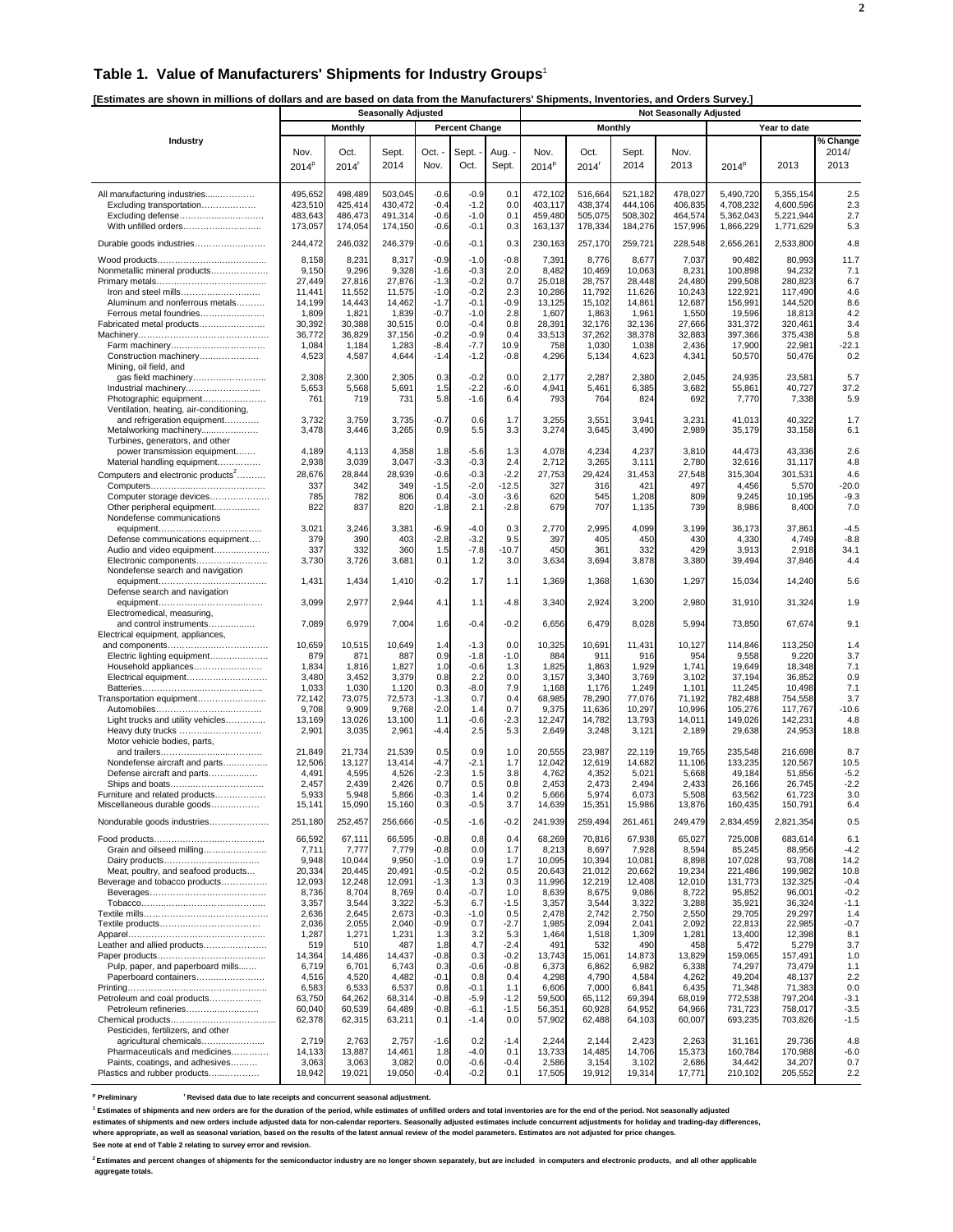## Table 1. Value of Manufacturers' Shipments for Industry Groups[1]

**[Estimates are shown in millions of dollars and are based on data from the Manufacturers' Shipments, Inventories, and Orders Survey.]**

| Industry | Seasonally Adjusted | | | | | | Not Seasonally Adjusted | | | | | | |
|---|---|---|---|---|---|---|---|---|---|---|---|---|---|
| | Monthly | | | Percent Change | | | Monthly | | | | Year to date | | |
| | Nov. 2014[p] | Oct. 2014[r] | Sept. 2014 | Oct. - Nov. | Sept. - Oct. | Aug. - Sept. | Nov. 2014[p] | Oct. 2014[r] | Sept. 2014 | Nov. 2013 | 2014[p] | 2013 | % Change 2014/ 2013 |
| All manufacturing industries | 495,652 | 498,489 | 503,045 | -0.6 | -0.9 | 0.1 | 472,102 | 516,664 | 521,182 | 478,027 | 5,490,720 | 5,355,154 | 2.5 |
| Excluding transportation | 423,510 | 425,414 | 430,472 | -0.4 | -1.2 | 0.0 | 403,117 | 438,374 | 444,106 | 406,835 | 4,708,232 | 4,600,596 | 2.3 |
| Excluding defense | 483,643 | 486,473 | 491,314 | -0.6 | -1.0 | 0.1 | 459,480 | 505,075 | 508,302 | 464,574 | 5,362,043 | 5,221,944 | 2.7 |
| With unfilled orders | 173,057 | 174,054 | 174,150 | -0.6 | -0.1 | 0.3 | 163,137 | 178,334 | 184,276 | 157,996 | 1,866,229 | 1,771,629 | 5.3 |
| Durable goods industries | 244,472 | 246,032 | 246,379 | -0.6 | -0.1 | 0.3 | 230,163 | 257,170 | 259,721 | 228,548 | 2,656,261 | 2,533,800 | 4.8 |
| Wood products | 8,158 | 8,231 | 8,317 | -0.9 | -1.0 | -0.8 | 7,391 | 8,776 | 8,677 | 7,037 | 90,482 | 80,993 | 11.7 |
| Nonmetallic mineral products | 9,150 | 9,296 | 9,328 | -1.6 | -0.3 | 2.0 | 8,482 | 10,469 | 10,063 | 8,231 | 100,898 | 94,232 | 7.1 |
| Primary metals | 27,449 | 27,816 | 27,876 | -1.3 | -0.2 | 0.7 | 25,018 | 28,757 | 28,448 | 24,480 | 299,508 | 280,823 | 6.7 |
| Iron and steel mills | 11,441 | 11,552 | 11,575 | -1.0 | -0.2 | 2.3 | 10,286 | 11,792 | 11,626 | 10,243 | 122,921 | 117,490 | 4.6 |
| Aluminum and nonferrous metals | 14,199 | 14,443 | 14,462 | -1.7 | -0.1 | -0.9 | 13,125 | 15,102 | 14,861 | 12,687 | 156,991 | 144,520 | 8.6 |
| Ferrous metal foundries | 1,809 | 1,821 | 1,839 | -0.7 | -1.0 | 2.8 | 1,607 | 1,863 | 1,961 | 1,550 | 19,596 | 18,813 | 4.2 |
| Fabricated metal products | 30,392 | 30,388 | 30,515 | 0.0 | -0.4 | 0.8 | 28,391 | 32,176 | 32,136 | 27,666 | 331,372 | 320,461 | 3.4 |
| Machinery | 36,772 | 36,829 | 37,156 | -0.2 | -0.9 | 0.4 | 33,513 | 37,262 | 38,378 | 32,883 | 397,366 | 375,438 | 5.8 |
| Farm machinery | 1,084 | 1,184 | 1,283 | -8.4 | -7.7 | 10.9 | 758 | 1,030 | 1,038 | 2,436 | 17,900 | 22,981 | -22.1 |
| Construction machinery | 4,523 | 4,587 | 4,644 | -1.4 | -1.2 | -0.8 | 4,296 | 5,134 | 4,623 | 4,341 | 50,570 | 50,476 | 0.2 |
| Mining, oil field, and gas field machinery | 2,308 | 2,300 | 2,305 | 0.3 | -0.2 | 0.0 | 2,177 | 2,287 | 2,380 | 2,045 | 24,935 | 23,581 | 5.7 |
| Industrial machinery | 5,653 | 5,568 | 5,691 | 1.5 | -2.2 | -6.0 | 4,941 | 5,461 | 6,385 | 3,682 | 55,861 | 40,727 | 37.2 |
| Photographic equipment | 761 | 719 | 731 | 5.8 | -1.6 | 6.4 | 793 | 764 | 824 | 692 | 7,770 | 7,338 | 5.9 |
| Ventilation, heating, air-conditioning, and refrigeration equipment | 3,732 | 3,759 | 3,735 | -0.7 | 0.6 | 1.7 | 3,255 | 3,551 | 3,941 | 3,231 | 41,013 | 40,322 | 1.7 |
| Metalworking machinery | 3,478 | 3,446 | 3,265 | 0.9 | 5.5 | 3.3 | 3,274 | 3,645 | 3,490 | 2,989 | 35,179 | 33,158 | 6.1 |
| Turbines, generators, and other power transmission equipment | 4,189 | 4,113 | 4,358 | 1.8 | -5.6 | 1.3 | 4,078 | 4,234 | 4,237 | 3,810 | 44,473 | 43,336 | 2.6 |
| Material handling equipment | 2,938 | 3,039 | 3,047 | -3.3 | -0.3 | 2.4 | 2,712 | 3,265 | 3,111 | 2,780 | 32,616 | 31,117 | 4.8 |
| Computers and electronic products[2] | 28,676 | 28,844 | 28,939 | -0.6 | -0.3 | -2.2 | 27,753 | 29,424 | 31,453 | 27,548 | 315,304 | 301,531 | 4.6 |
| Computers | 337 | 342 | 349 | -1.5 | -2.0 | -12.5 | 327 | 316 | 421 | 497 | 4,456 | 5,570 | -20.0 |
| Computer storage devices | 785 | 782 | 806 | 0.4 | -3.0 | -3.6 | 620 | 545 | 1,208 | 809 | 9,245 | 10,195 | -9.3 |
| Other peripheral equipment | 822 | 837 | 820 | -1.8 | 2.1 | -2.8 | 679 | 707 | 1,135 | 739 | 8,986 | 8,400 | 7.0 |
| Nondefense communications equipment | 3,021 | 3,246 | 3,381 | -6.9 | -4.0 | 0.3 | 2,770 | 2,995 | 4,099 | 3,199 | 36,173 | 37,861 | -4.5 |
| Defense communications equipment | 379 | 390 | 403 | -2.8 | -3.2 | 9.5 | 397 | 405 | 450 | 430 | 4,330 | 4,749 | -8.8 |
| Audio and video equipment | 337 | 332 | 360 | 1.5 | -7.8 | -10.7 | 450 | 361 | 332 | 429 | 3,913 | 2,918 | 34.1 |
| Electronic components | 3,730 | 3,726 | 3,681 | 0.1 | 1.2 | 3.0 | 3,634 | 3,694 | 3,878 | 3,380 | 39,494 | 37,846 | 4.4 |
| Nondefense search and navigation equipment | 1,431 | 1,434 | 1,410 | -0.2 | 1.7 | 1.1 | 1,369 | 1,368 | 1,630 | 1,297 | 15,034 | 14,240 | 5.6 |
| Defense search and navigation equipment | 3,099 | 2,977 | 2,944 | 4.1 | 1.1 | -4.8 | 3,340 | 2,924 | 3,200 | 2,980 | 31,910 | 31,324 | 1.9 |
| Electromedical, measuring, and control instruments | 7,089 | 6,979 | 7,004 | 1.6 | -0.4 | -0.2 | 6,656 | 6,479 | 8,028 | 5,994 | 73,850 | 67,674 | 9.1 |
| Electrical equipment, appliances, and components | 10,659 | 10,515 | 10,649 | 1.4 | -1.3 | 0.0 | 10,325 | 10,691 | 11,431 | 10,127 | 114,846 | 113,250 | 1.4 |
| Electric lighting equipment | 879 | 871 | 887 | 0.9 | -1.8 | -1.0 | 884 | 911 | 916 | 954 | 9,558 | 9,220 | 3.7 |
| Household appliances | 1,834 | 1,816 | 1,827 | 1.0 | -0.6 | 1.3 | 1,825 | 1,863 | 1,929 | 1,741 | 19,649 | 18,348 | 7.1 |
| Electrical equipment | 3,480 | 3,452 | 3,379 | 0.8 | 2.2 | 0.0 | 3,157 | 3,340 | 3,769 | 3,102 | 37,194 | 36,852 | 0.9 |
| Batteries | 1,033 | 1,030 | 1,120 | 0.3 | -8.0 | 7.9 | 1,168 | 1,176 | 1,249 | 1,101 | 11,245 | 10,498 | 7.1 |
| Transportation equipment | 72,142 | 73,075 | 72,573 | -1.3 | 0.7 | 0.4 | 68,985 | 78,290 | 77,076 | 71,192 | 782,488 | 754,558 | 3.7 |
| Automobiles | 9,708 | 9,909 | 9,768 | -2.0 | 1.4 | 0.7 | 9,375 | 11,636 | 10,297 | 10,996 | 105,276 | 117,767 | -10.6 |
| Light trucks and utility vehicles | 13,169 | 13,026 | 13,100 | 1.1 | -0.6 | -2.3 | 12,247 | 14,782 | 13,793 | 14,011 | 149,026 | 142,231 | 4.8 |
| Heavy duty trucks | 2,901 | 3,035 | 2,961 | -4.4 | 2.5 | 5.3 | 2,649 | 3,248 | 3,121 | 2,189 | 29,638 | 24,953 | 18.8 |
| Motor vehicle bodies, parts, and trailers | 21,849 | 21,734 | 21,539 | 0.5 | 0.9 | 1.0 | 20,555 | 23,987 | 22,119 | 19,765 | 235,548 | 216,698 | 8.7 |
| Nondefense aircraft and parts | 12,506 | 13,127 | 13,414 | -4.7 | -2.1 | 1.7 | 12,042 | 12,619 | 14,682 | 11,106 | 133,235 | 120,567 | 10.5 |
| Defense aircraft and parts | 4,491 | 4,595 | 4,526 | -2.3 | 1.5 | 3.8 | 4,762 | 4,352 | 5,021 | 5,668 | 49,184 | 51,856 | -5.2 |
| Ships and boats | 2,457 | 2,439 | 2,426 | 0.7 | 0.5 | 0.8 | 2,453 | 2,473 | 2,494 | 2,433 | 26,166 | 26,745 | -2.2 |
| Furniture and related products | 5,933 | 5,948 | 5,866 | -0.3 | 1.4 | 0.2 | 5,666 | 5,974 | 6,073 | 5,508 | 63,562 | 61,723 | 3.0 |
| Miscellaneous durable goods | 15,141 | 15,090 | 15,160 | 0.3 | -0.5 | 3.7 | 14,639 | 15,351 | 15,986 | 13,876 | 160,435 | 150,791 | 6.4 |
| Nondurable goods industries | 251,180 | 252,457 | 256,666 | -0.5 | -1.6 | -0.2 | 241,939 | 259,494 | 261,461 | 249,479 | 2,834,459 | 2,821,354 | 0.5 |
| Food products | 66,592 | 67,111 | 66,595 | -0.8 | 0.8 | 0.4 | 68,269 | 70,816 | 67,938 | 65,027 | 725,008 | 683,614 | 6.1 |
| Grain and oilseed milling | 7,711 | 7,777 | 7,779 | -0.8 | 0.0 | 1.7 | 8,213 | 8,697 | 7,928 | 8,594 | 85,245 | 88,956 | -4.2 |
| Dairy products | 9,948 | 10,044 | 9,950 | -1.0 | 0.9 | 1.7 | 10,095 | 10,394 | 10,081 | 8,898 | 107,028 | 93,708 | 14.2 |
| Meat, poultry, and seafood products | 20,334 | 20,445 | 20,491 | -0.5 | -0.2 | 0.5 | 20,643 | 21,012 | 20,662 | 19,234 | 221,486 | 199,982 | 10.8 |
| Beverage and tobacco products | 12,093 | 12,248 | 12,091 | -1.3 | 1.3 | 0.3 | 11,996 | 12,219 | 12,408 | 12,010 | 131,773 | 132,325 | -0.4 |
| Beverages | 8,736 | 8,704 | 8,769 | 0.4 | -0.7 | 1.0 | 8,639 | 8,675 | 9,086 | 8,722 | 95,852 | 96,001 | -0.2 |
| Tobacco | 3,357 | 3,544 | 3,322 | -5.3 | 6.7 | -1.5 | 3,357 | 3,544 | 3,322 | 3,288 | 35,921 | 36,324 | -1.1 |
| Textile mills | 2,636 | 2,645 | 2,673 | -0.3 | -1.0 | 0.5 | 2,478 | 2,742 | 2,750 | 2,550 | 29,705 | 29,297 | 1.4 |
| Textile products | 2,036 | 2,055 | 2,040 | -0.9 | 0.7 | -2.7 | 1,985 | 2,094 | 2,041 | 2,092 | 22,813 | 22,985 | -0.7 |
| Apparel | 1,287 | 1,271 | 1,231 | 1.3 | 3.2 | 5.3 | 1,464 | 1,518 | 1,309 | 1,281 | 13,400 | 12,398 | 8.1 |
| Leather and allied products | 519 | 510 | 487 | 1.8 | 4.7 | -2.4 | 491 | 532 | 490 | 458 | 5,472 | 5,279 | 3.7 |
| Paper products | 14,364 | 14,486 | 14,437 | -0.8 | 0.3 | -0.2 | 13,743 | 15,061 | 14,873 | 13,829 | 159,065 | 157,491 | 1.0 |
| Pulp, paper, and paperboard mills | 6,719 | 6,701 | 6,743 | 0.3 | -0.6 | -0.8 | 6,373 | 6,862 | 6,982 | 6,338 | 74,297 | 73,479 | 1.1 |
| Paperboard containers | 4,516 | 4,520 | 4,482 | -0.1 | 0.8 | 0.4 | 4,298 | 4,790 | 4,584 | 4,262 | 49,204 | 48,137 | 2.2 |
| Printing | 6,583 | 6,533 | 6,537 | 0.8 | -0.1 | 1.1 | 6,606 | 7,000 | 6,841 | 6,435 | 71,348 | 71,383 | 0.0 |
| Petroleum and coal products | 63,750 | 64,262 | 68,314 | -0.8 | -5.9 | -1.2 | 59,500 | 65,112 | 69,394 | 68,019 | 772,538 | 797,204 | -3.1 |
| Petroleum refineries | 60,040 | 60,539 | 64,489 | -0.8 | -6.1 | -1.5 | 56,351 | 60,928 | 64,952 | 64,966 | 731,723 | 758,017 | -3.5 |
| Chemical products | 62,378 | 62,315 | 63,211 | 0.1 | -1.4 | 0.0 | 57,902 | 62,488 | 64,103 | 60,007 | 693,235 | 703,826 | -1.5 |
| Pesticides, fertilizers, and other agricultural chemicals | 2,719 | 2,763 | 2,757 | -1.6 | 0.2 | -1.4 | 2,244 | 2,144 | 2,423 | 2,263 | 31,161 | 29,736 | 4.8 |
| Pharmaceuticals and medicines | 14,133 | 13,887 | 14,461 | 1.8 | -4.0 | 0.1 | 13,733 | 14,485 | 14,706 | 15,373 | 160,784 | 170,988 | -6.0 |
| Paints, coatings, and adhesives | 3,063 | 3,063 | 3,082 | 0.0 | -0.6 | -0.4 | 2,586 | 3,154 | 3,102 | 2,686 | 34,442 | 34,207 | 0.7 |
| Plastics and rubber products | 18,942 | 19,021 | 19,050 | -0.4 | -0.2 | 0.1 | 17,505 | 19,912 | 19,314 | 17,771 | 210,102 | 205,552 | 2.2 |

[p] Preliminary [r] Revised data due to late receipts and concurrent seasonal adjustment.

[1] Estimates of shipments and new orders are for the duration of the period, while estimates of unfilled orders and total inventories are for the end of the period. Not seasonally adjusted estimates of shipments and new orders include adjusted data for non-calendar reporters. Seasonally adjusted estimates include concurrent adjustments for holiday and trading-day differences, where appropriate, as well as seasonal variation, based on the results of the latest annual review of the model parameters. Estimates are not adjusted for price changes.

See note at end of Table 2 relating to survey error and revision.

[2] Estimates and percent changes of shipments for the semiconductor industry are no longer shown separately, but are included in computers and electronic products, and all other applicable aggregate totals.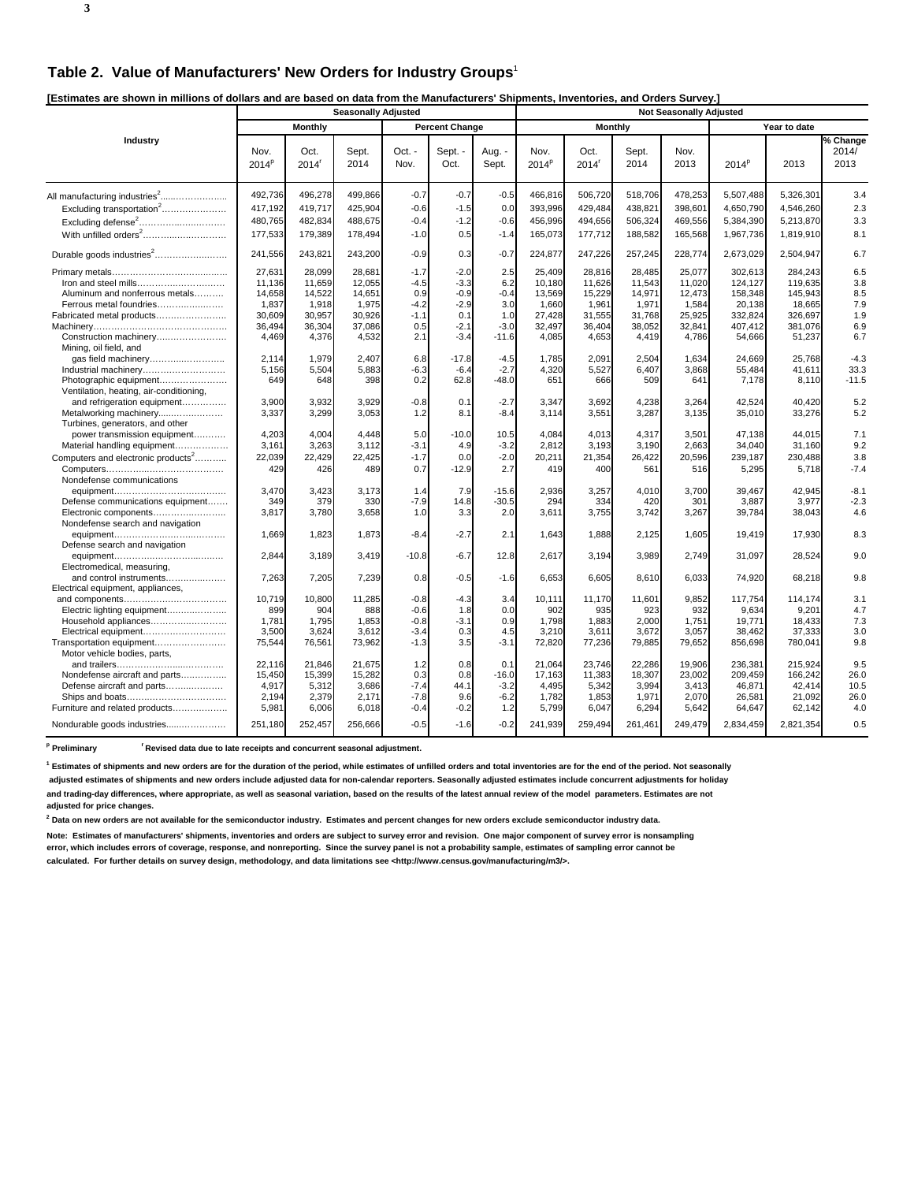## Table 2. Value of Manufacturers' New Orders for Industry Groups[1]

**[Estimates are shown in millions of dollars and are based on data from the Manufacturers' Shipments, Inventories, and Orders Survey.]**

| Industry | Seasonally Adjusted | | | | | | Not Seasonally Adjusted | | | | | | |
|---|---|---|---|---|---|---|---|---|---|---|---|---|---|
| | Monthly | | | Percent Change | | | Monthly | | | | Year to date | | |
| | Nov. 2014[p] | Oct. 2014[r] | Sept. 2014 | Oct. - Nov. | Sept. - Oct. | Aug. - Sept. | Nov. 2014[p] | Oct. 2014[r] | Sept. 2014 | Nov. 2013 | 2014[p] | 2013 | % Change 2014/ 2013 |
| All manufacturing industries[2] | 492,736 | 496,278 | 499,866 | -0.7 | -0.7 | -0.5 | 466,816 | 506,720 | 518,706 | 478,253 | 5,507,488 | 5,326,301 | 3.4 |
| Excluding transportation[2] | 417,192 | 419,717 | 425,904 | -0.6 | -1.5 | 0.0 | 393,996 | 429,484 | 438,821 | 398,601 | 4,650,790 | 4,546,260 | 2.3 |
| Excluding defense[2] | 480,765 | 482,834 | 488,675 | -0.4 | -1.2 | -0.6 | 456,996 | 494,656 | 506,324 | 469,556 | 5,384,390 | 5,213,870 | 3.3 |
| With unfilled orders[2] | 177,533 | 179,389 | 178,494 | -1.0 | 0.5 | -1.4 | 165,073 | 177,712 | 188,582 | 165,568 | 1,967,736 | 1,819,910 | 8.1 |
| Durable goods industries[2] | 241,556 | 243,821 | 243,200 | -0.9 | 0.3 | -0.7 | 224,877 | 247,226 | 257,245 | 228,774 | 2,673,029 | 2,504,947 | 6.7 |
| Primary metals | 27,631 | 28,099 | 28,681 | -1.7 | -2.0 | 2.5 | 25,409 | 28,816 | 28,485 | 25,077 | 302,613 | 284,243 | 6.5 |
| Iron and steel mills | 11,136 | 11,659 | 12,055 | -4.5 | -3.3 | 6.2 | 10,180 | 11,626 | 11,543 | 11,020 | 124,127 | 119,635 | 3.8 |
| Aluminum and nonferrous metals | 14,658 | 14,522 | 14,651 | 0.9 | -0.9 | -0.4 | 13,569 | 15,229 | 14,971 | 12,473 | 158,348 | 145,943 | 8.5 |
| Ferrous metal foundries | 1,837 | 1,918 | 1,975 | -4.2 | -2.9 | 3.0 | 1,660 | 1,961 | 1,971 | 1,584 | 20,138 | 18,665 | 7.9 |
| Fabricated metal products | 30,609 | 30,957 | 30,926 | -1.1 | 0.1 | 1.0 | 27,428 | 31,555 | 31,768 | 25,925 | 332,824 | 326,697 | 1.9 |
| Machinery | 36,494 | 36,304 | 37,086 | 0.5 | -2.1 | -3.0 | 32,497 | 36,404 | 38,052 | 32,841 | 407,412 | 381,076 | 6.9 |
| Construction machinery | 4,469 | 4,376 | 4,532 | 2.1 | -3.4 | -11.6 | 4,085 | 4,653 | 4,419 | 4,786 | 54,666 | 51,237 | 6.7 |
| Mining, oil field, and gas field machinery | 2,114 | 1,979 | 2,407 | 6.8 | -17.8 | -4.5 | 1,785 | 2,091 | 2,504 | 1,634 | 24,669 | 25,768 | -4.3 |
| Industrial machinery | 5,156 | 5,504 | 5,883 | -6.3 | -6.4 | -2.7 | 4,320 | 5,527 | 6,407 | 3,868 | 55,484 | 41,611 | 33.3 |
| Photographic equipment | 649 | 648 | 398 | 0.2 | 62.8 | -48.0 | 651 | 666 | 509 | 641 | 7,178 | 8,110 | -11.5 |
| Ventilation, heating, air-conditioning, and refrigeration equipment | 3,900 | 3,932 | 3,929 | -0.8 | 0.1 | -2.7 | 3,347 | 3,692 | 4,238 | 3,264 | 42,524 | 40,420 | 5.2 |
| Metalworking machinery | 3,337 | 3,299 | 3,053 | 1.2 | 8.1 | -8.4 | 3,114 | 3,551 | 3,287 | 3,135 | 35,010 | 33,276 | 5.2 |
| Turbines, generators, and other power transmission equipment | 4,203 | 4,004 | 4,448 | 5.0 | -10.0 | 10.5 | 4,084 | 4,013 | 4,317 | 3,501 | 47,138 | 44,015 | 7.1 |
| Material handling equipment | 3,161 | 3,263 | 3,112 | -3.1 | 4.9 | -3.2 | 2,812 | 3,193 | 3,190 | 2,663 | 34,040 | 31,160 | 9.2 |
| Computers and electronic products[2] | 22,039 | 22,429 | 22,425 | -1.7 | 0.0 | -2.0 | 20,211 | 21,354 | 26,422 | 20,596 | 239,187 | 230,488 | 3.8 |
| Computers | 429 | 426 | 489 | 0.7 | -12.9 | 2.7 | 419 | 400 | 561 | 516 | 5,295 | 5,718 | -7.4 |
| Nondefense communications equipment | 3,470 | 3,423 | 3,173 | 1.4 | 7.9 | -15.6 | 2,936 | 3,257 | 4,010 | 3,700 | 39,467 | 42,945 | -8.1 |
| Defense communications equipment | 349 | 379 | 330 | -7.9 | 14.8 | -30.5 | 294 | 334 | 420 | 301 | 3,887 | 3,977 | -2.3 |
| Electronic components | 3,817 | 3,780 | 3,658 | 1.0 | 3.3 | 2.0 | 3,611 | 3,755 | 3,742 | 3,267 | 39,784 | 38,043 | 4.6 |
| Nondefense search and navigation equipment | 1,669 | 1,823 | 1,873 | -8.4 | -2.7 | 2.1 | 1,643 | 1,888 | 2,125 | 1,605 | 19,419 | 17,930 | 8.3 |
| Defense search and navigation equipment | 2,844 | 3,189 | 3,419 | -10.8 | -6.7 | 12.8 | 2,617 | 3,194 | 3,989 | 2,749 | 31,097 | 28,524 | 9.0 |
| Electromedical, measuring, and control instruments | 7,263 | 7,205 | 7,239 | 0.8 | -0.5 | -1.6 | 6,653 | 6,605 | 8,610 | 6,033 | 74,920 | 68,218 | 9.8 |
| Electrical equipment, appliances, and components | 10,719 | 10,800 | 11,285 | -0.8 | -4.3 | 3.4 | 10,111 | 11,170 | 11,601 | 9,852 | 117,754 | 114,174 | 3.1 |
| Electric lighting equipment | 899 | 904 | 888 | -0.6 | 1.8 | 0.0 | 902 | 935 | 923 | 932 | 9,634 | 9,201 | 4.7 |
| Household appliances | 1,781 | 1,795 | 1,853 | -0.8 | -3.1 | 0.9 | 1,798 | 1,883 | 2,000 | 1,751 | 19,771 | 18,433 | 7.3 |
| Electrical equipment | 3,500 | 3,624 | 3,612 | -3.4 | 0.3 | 4.5 | 3,210 | 3,611 | 3,672 | 3,057 | 38,462 | 37,333 | 3.0 |
| Transportation equipment | 75,544 | 76,561 | 73,962 | -1.3 | 3.5 | -3.1 | 72,820 | 77,236 | 79,885 | 79,652 | 856,698 | 780,041 | 9.8 |
| Motor vehicle bodies, parts, and trailers | 22,116 | 21,846 | 21,675 | 1.2 | 0.8 | 0.1 | 21,064 | 23,746 | 22,286 | 19,906 | 236,381 | 215,924 | 9.5 |
| Nondefense aircraft and parts | 15,450 | 15,399 | 15,282 | 0.3 | 0.8 | -16.0 | 17,163 | 11,383 | 18,307 | 23,002 | 209,459 | 166,242 | 26.0 |
| Defense aircraft and parts | 4,917 | 5,312 | 3,686 | -7.4 | 44.1 | -3.2 | 4,495 | 5,342 | 3,994 | 3,413 | 46,871 | 42,414 | 10.5 |
| Ships and boats | 2,194 | 2,379 | 2,171 | -7.8 | 9.6 | -6.2 | 1,782 | 1,853 | 1,971 | 2,070 | 26,581 | 21,092 | 26.0 |
| Furniture and related products | 5,981 | 6,006 | 6,018 | -0.4 | -0.2 | 1.2 | 5,799 | 6,047 | 6,294 | 5,642 | 64,647 | 62,142 | 4.0 |
| Nondurable goods industries | 251,180 | 252,457 | 256,666 | -0.5 | -1.6 | -0.2 | 241,939 | 259,494 | 261,461 | 249,479 | 2,834,459 | 2,821,354 | 0.5 |

**[p] Preliminary** **[r] Revised data due to late receipts and concurrent seasonal adjustment.**

**[1] Estimates of shipments and new orders are for the duration of the period, while estimates of unfilled orders and total inventories are for the end of the period. Not seasonally adjusted estimates of shipments and new orders include adjusted data for non-calendar reporters. Seasonally adjusted estimates include concurrent adjustments for holiday and trading-day differences, where appropriate, as well as seasonal variation, based on the results of the latest annual review of the model parameters. Estimates are not adjusted for price changes.**

**[2] Data on new orders are not available for the semiconductor industry. Estimates and percent changes for new orders exclude semiconductor industry data.**

**Note: Estimates of manufacturers' shipments, inventories and orders are subject to survey error and revision. One major component of survey error is nonsampling error, which includes errors of coverage, response, and nonreporting. Since the survey panel is not a probability sample, estimates of sampling error cannot be calculated. For further details on survey design, methodology, and data limitations see <http://www.census.gov/manufacturing/m3/>.**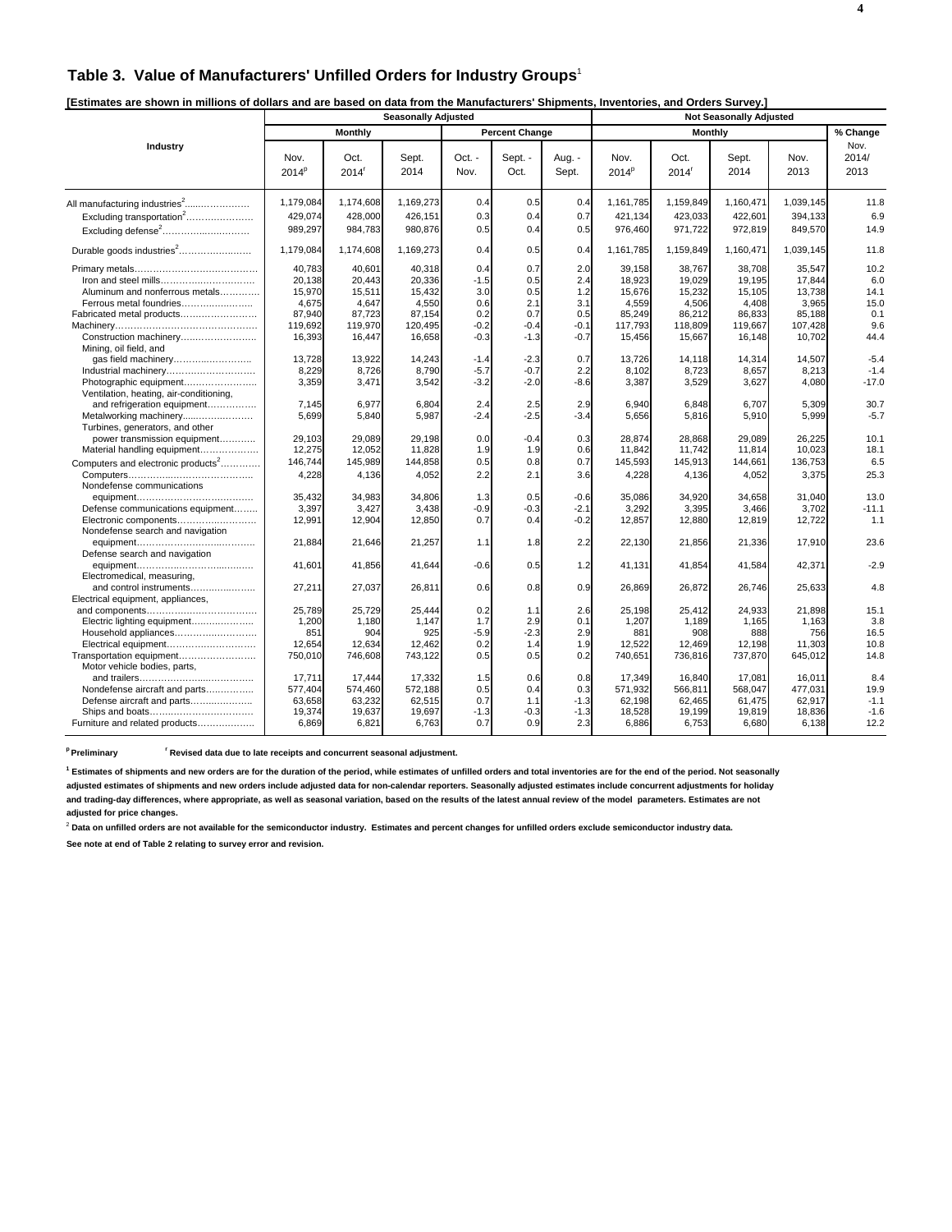## Table 3. Value of Manufacturers' Unfilled Orders for Industry Groups[1]

**[Estimates are shown in millions of dollars and are based on data from the Manufacturers' Shipments, Inventories, and Orders Survey.]**

| Industry | Seasonally Adjusted | | | | | | Not Seasonally Adjusted | | | | |
|---|---|---|---|---|---|---|---|---|---|---|---|
| | Monthly | | | Percent Change | | | Monthly | | | | % Change |
| | Nov. 2014[p] | Oct. 2014[r] | Sept. 2014 | Oct. - Nov. | Sept. - Oct. | Aug. - Sept. | Nov. 2014[p] | Oct. 2014[r] | Sept. 2014 | Nov. 2013 | Nov. 2014/ 2013 |
| All manufacturing industries[2] | 1,179,084 | 1,174,608 | 1,169,273 | 0.4 | 0.5 | 0.4 | 1,161,785 | 1,159,849 | 1,160,471 | 1,039,145 | 11.8 |
| Excluding transportation[2] | 429,074 | 428,000 | 426,151 | 0.3 | 0.4 | 0.7 | 421,134 | 423,033 | 422,601 | 394,133 | 6.9 |
| Excluding defense[2] | 989,297 | 984,783 | 980,876 | 0.5 | 0.4 | 0.5 | 976,460 | 971,722 | 972,819 | 849,570 | 14.9 |
| Durable goods industries[2] | 1,179,084 | 1,174,608 | 1,169,273 | 0.4 | 0.5 | 0.4 | 1,161,785 | 1,159,849 | 1,160,471 | 1,039,145 | 11.8 |
| Primary metals | 40,783 | 40,601 | 40,318 | 0.4 | 0.7 | 2.0 | 39,158 | 38,767 | 38,708 | 35,547 | 10.2 |
| Iron and steel mills | 20,138 | 20,443 | 20,336 | -1.5 | 0.5 | 2.4 | 18,923 | 19,029 | 19,195 | 17,844 | 6.0 |
| Aluminum and nonferrous metals | 15,970 | 15,511 | 15,432 | 3.0 | 0.5 | 1.2 | 15,676 | 15,232 | 15,105 | 13,738 | 14.1 |
| Ferrous metal foundries | 4,675 | 4,647 | 4,550 | 0.6 | 2.1 | 3.1 | 4,559 | 4,506 | 4,408 | 3,965 | 15.0 |
| Fabricated metal products | 87,940 | 87,723 | 87,154 | 0.2 | 0.7 | 0.5 | 85,249 | 86,212 | 86,833 | 85,188 | 0.1 |
| Machinery | 119,692 | 119,970 | 120,495 | -0.2 | -0.4 | -0.1 | 117,793 | 118,809 | 119,667 | 107,428 | 9.6 |
| Construction machinery | 16,393 | 16,447 | 16,658 | -0.3 | -1.3 | -0.7 | 15,456 | 15,667 | 16,148 | 10,702 | 44.4 |
| Mining, oil field, and gas field machinery | 13,728 | 13,922 | 14,243 | -1.4 | -2.3 | 0.7 | 13,726 | 14,118 | 14,314 | 14,507 | -5.4 |
| Industrial machinery | 8,229 | 8,726 | 8,790 | -5.7 | -0.7 | 2.2 | 8,102 | 8,723 | 8,657 | 8,213 | -1.4 |
| Photographic equipment | 3,359 | 3,471 | 3,542 | -3.2 | -2.0 | -8.6 | 3,387 | 3,529 | 3,627 | 4,080 | -17.0 |
| Ventilation, heating, air-conditioning, and refrigeration equipment | 7,145 | 6,977 | 6,804 | 2.4 | 2.5 | 2.9 | 6,940 | 6,848 | 6,707 | 5,309 | 30.7 |
| Metalworking machinery | 5,699 | 5,840 | 5,987 | -2.4 | -2.5 | -3.4 | 5,656 | 5,816 | 5,910 | 5,999 | -5.7 |
| Turbines, generators, and other power transmission equipment | 29,103 | 29,089 | 29,198 | 0.0 | -0.4 | 0.3 | 28,874 | 28,868 | 29,089 | 26,225 | 10.1 |
| Material handling equipment | 12,275 | 12,052 | 11,828 | 1.9 | 1.9 | 0.6 | 11,842 | 11,742 | 11,814 | 10,023 | 18.1 |
| Computers and electronic products[2] | 146,744 | 145,989 | 144,858 | 0.5 | 0.8 | 0.7 | 145,593 | 145,913 | 144,661 | 136,753 | 6.5 |
| Computers | 4,228 | 4,136 | 4,052 | 2.2 | 2.1 | 3.6 | 4,228 | 4,136 | 4,052 | 3,375 | 25.3 |
| Nondefense communications equipment | 35,432 | 34,983 | 34,806 | 1.3 | 0.5 | -0.6 | 35,086 | 34,920 | 34,658 | 31,040 | 13.0 |
| Defense communications equipment | 3,397 | 3,427 | 3,438 | -0.9 | -0.3 | -2.1 | 3,292 | 3,395 | 3,466 | 3,702 | -11.1 |
| Electronic components | 12,991 | 12,904 | 12,850 | 0.7 | 0.4 | -0.2 | 12,857 | 12,880 | 12,819 | 12,722 | 1.1 |
| Nondefense search and navigation equipment | 21,884 | 21,646 | 21,257 | 1.1 | 1.8 | 2.2 | 22,130 | 21,856 | 21,336 | 17,910 | 23.6 |
| Defense search and navigation equipment | 41,601 | 41,856 | 41,644 | -0.6 | 0.5 | 1.2 | 41,131 | 41,854 | 41,584 | 42,371 | -2.9 |
| Electromedical, measuring, and control instruments | 27,211 | 27,037 | 26,811 | 0.6 | 0.8 | 0.9 | 26,869 | 26,872 | 26,746 | 25,633 | 4.8 |
| Electrical equipment, appliances, and components | 25,789 | 25,729 | 25,444 | 0.2 | 1.1 | 2.6 | 25,198 | 25,412 | 24,933 | 21,898 | 15.1 |
| Electric lighting equipment | 1,200 | 1,180 | 1,147 | 1.7 | 2.9 | 0.1 | 1,207 | 1,189 | 1,165 | 1,163 | 3.8 |
| Household appliances | 851 | 904 | 925 | -5.9 | -2.3 | 2.9 | 881 | 908 | 888 | 756 | 16.5 |
| Electrical equipment | 12,654 | 12,634 | 12,462 | 0.2 | 1.4 | 1.9 | 12,522 | 12,469 | 12,198 | 11,303 | 10.8 |
| Transportation equipment | 750,010 | 746,608 | 743,122 | 0.5 | 0.5 | 0.2 | 740,651 | 736,816 | 737,870 | 645,012 | 14.8 |
| Motor vehicle bodies, parts, and trailers | 17,711 | 17,444 | 17,332 | 1.5 | 0.6 | 0.8 | 17,349 | 16,840 | 17,081 | 16,011 | 8.4 |
| Nondefense aircraft and parts | 577,404 | 574,460 | 572,188 | 0.5 | 0.4 | 0.3 | 571,932 | 566,811 | 568,047 | 477,031 | 19.9 |
| Defense aircraft and parts | 63,658 | 63,232 | 62,515 | 0.7 | 1.1 | -1.3 | 62,198 | 62,465 | 61,475 | 62,917 | -1.1 |
| Ships and boats | 19,374 | 19,637 | 19,697 | -1.3 | -0.3 | -1.3 | 18,528 | 19,199 | 19,819 | 18,836 | -1.6 |
| Furniture and related products | 6,869 | 6,821 | 6,763 | 0.7 | 0.9 | 2.3 | 6,886 | 6,753 | 6,680 | 6,138 | 12.2 |

**[p] Preliminary** **[r] Revised data due to late receipts and concurrent seasonal adjustment.**

**[1] Estimates of shipments and new orders are for the duration of the period, while estimates of unfilled orders and total inventories are for the end of the period. Not seasonally adjusted estimates of shipments and new orders include adjusted data for non-calendar reporters. Seasonally adjusted estimates include concurrent adjustments for holiday and trading-day differences, where appropriate, as well as seasonal variation, based on the results of the latest annual review of the model parameters. Estimates are not adjusted for price changes.**

**[2] Data on unfilled orders are not available for the semiconductor industry. Estimates and percent changes for unfilled orders exclude semiconductor industry data.**

**See note at end of Table 2 relating to survey error and revision.**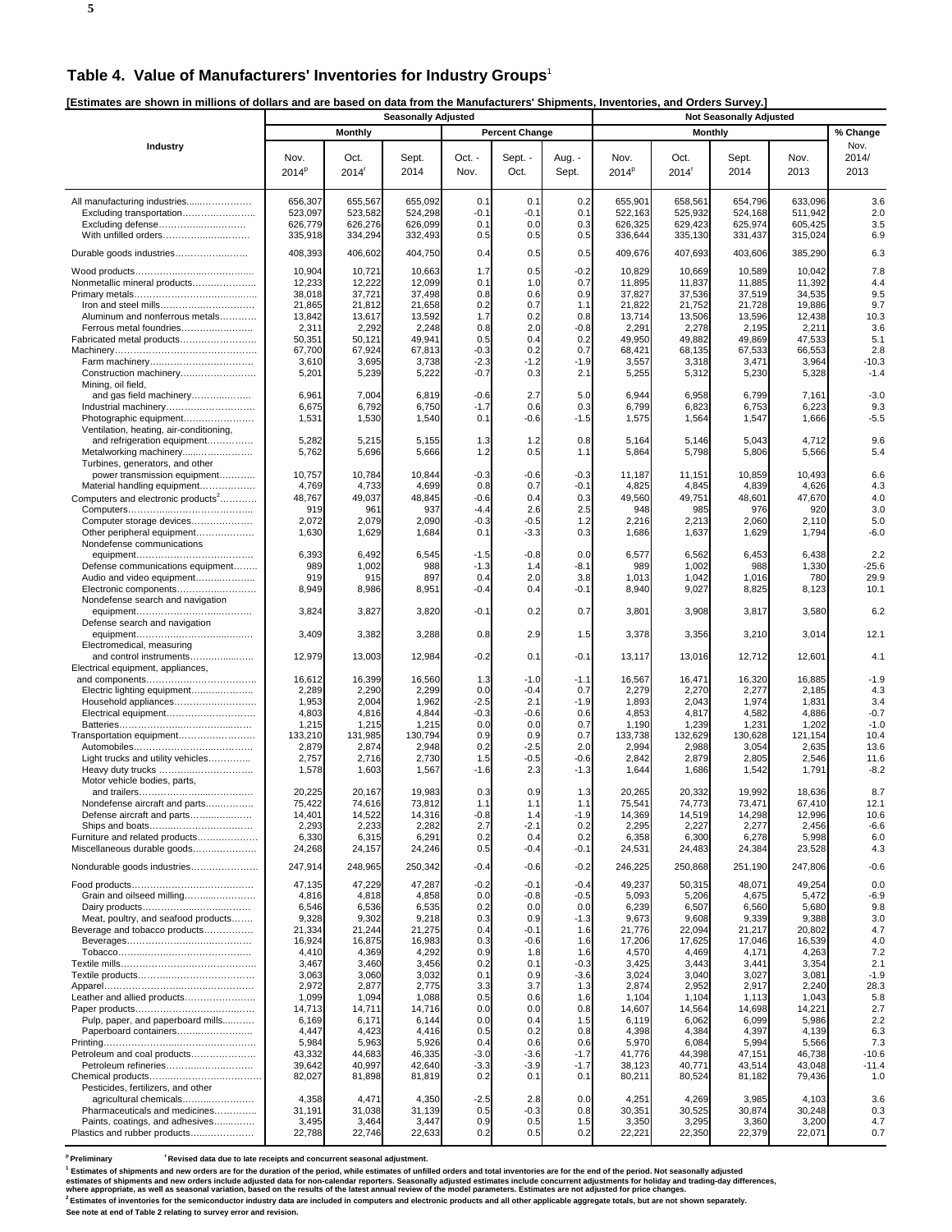# Table 4. Value of Manufacturers' Inventories for Industry Groups[1]

[Estimates are shown in millions of dollars and are based on data from the Manufacturers' Shipments, Inventories, and Orders Survey.]

| Industry | Seasonally Adjusted | | | | | | Not Seasonally Adjusted | | | | |
|---|---|---|---|---|---|---|---|---|---|---|---|
| | Monthly | | | Percent Change | | | Monthly | | | | % Change |
| | Nov. 2014[p] | Oct. 2014[r] | Sept. 2014 | Oct. - Nov. | Sept. - Oct. | Aug. - Sept. | Nov. 2014[p] | Oct. 2014[r] | Sept. 2014 | Nov. 2013 | Nov. 2014/ 2013 |
| All manufacturing industries | 656,307 | 655,567 | 655,092 | 0.1 | 0.1 | 0.2 | 655,901 | 658,561 | 654,796 | 633,096 | 3.6 |
| Excluding transportation | 523,097 | 523,582 | 524,298 | -0.1 | -0.1 | 0.1 | 522,163 | 525,932 | 524,168 | 511,942 | 2.0 |
| Excluding defense | 626,779 | 626,276 | 626,099 | 0.1 | 0.0 | 0.3 | 626,325 | 629,423 | 625,974 | 605,425 | 3.5 |
| With unfilled orders | 335,918 | 334,294 | 332,493 | 0.5 | 0.5 | 0.5 | 336,644 | 335,130 | 331,437 | 315,024 | 6.9 |
| Durable goods industries | 408,393 | 406,602 | 404,750 | 0.4 | 0.5 | 0.5 | 409,676 | 407,693 | 403,606 | 385,290 | 6.3 |
| Wood products | 10,904 | 10,721 | 10,663 | 1.7 | 0.5 | -0.2 | 10,829 | 10,669 | 10,589 | 10,042 | 7.8 |
| Nonmetallic mineral products | 12,233 | 12,222 | 12,099 | 0.1 | 1.0 | 0.7 | 11,895 | 11,837 | 11,885 | 11,392 | 4.4 |
| Primary metals | 38,018 | 37,721 | 37,498 | 0.8 | 0.6 | 0.9 | 37,827 | 37,536 | 37,519 | 34,535 | 9.5 |
| Iron and steel mills | 21,865 | 21,812 | 21,658 | 0.2 | 0.7 | 1.1 | 21,822 | 21,752 | 21,728 | 19,886 | 9.7 |
| Aluminum and nonferrous metals | 13,842 | 13,617 | 13,592 | 1.7 | 0.2 | 0.8 | 13,714 | 13,506 | 13,596 | 12,438 | 10.3 |
| Ferrous metal foundries | 2,311 | 2,292 | 2,248 | 0.8 | 2.0 | -0.8 | 2,291 | 2,278 | 2,195 | 2,211 | 3.6 |
| Fabricated metal products | 50,351 | 50,121 | 49,941 | 0.5 | 0.4 | 0.2 | 49,950 | 49,882 | 49,869 | 47,533 | 5.1 |
| Machinery | 67,700 | 67,924 | 67,813 | -0.3 | 0.2 | 0.7 | 68,421 | 68,135 | 67,533 | 66,553 | 2.8 |
| Farm machinery | 3,610 | 3,695 | 3,738 | -2.3 | -1.2 | -1.9 | 3,557 | 3,318 | 3,471 | 3,964 | -10.3 |
| Construction machinery | 5,201 | 5,239 | 5,222 | -0.7 | 0.3 | 2.1 | 5,255 | 5,312 | 5,230 | 5,328 | -1.4 |
| Mining, oil field, and gas field machinery | 6,961 | 7,004 | 6,819 | -0.6 | 2.7 | 5.0 | 6,944 | 6,958 | 6,799 | 7,161 | -3.0 |
| Industrial machinery | 6,675 | 6,792 | 6,750 | -1.7 | 0.6 | 0.3 | 6,799 | 6,823 | 6,753 | 6,223 | 9.3 |
| Photographic equipment | 1,531 | 1,530 | 1,540 | 0.1 | -0.6 | -1.5 | 1,575 | 1,564 | 1,547 | 1,666 | -5.5 |
| Ventilation, heating, air-conditioning, and refrigeration equipment | 5,282 | 5,215 | 5,155 | 1.3 | 1.2 | 0.8 | 5,164 | 5,146 | 5,043 | 4,712 | 9.6 |
| Metalworking machinery | 5,762 | 5,696 | 5,666 | 1.2 | 0.5 | 1.1 | 5,864 | 5,798 | 5,806 | 5,566 | 5.4 |
| Turbines, generators, and other power transmission equipment | 10,757 | 10,784 | 10,844 | -0.3 | -0.6 | -0.3 | 11,187 | 11,151 | 10,859 | 10,493 | 6.6 |
| Material handling equipment | 4,769 | 4,733 | 4,699 | 0.8 | 0.7 | -0.1 | 4,825 | 4,845 | 4,839 | 4,626 | 4.3 |
| Computers and electronic products[2] | 48,767 | 49,037 | 48,845 | -0.6 | 0.4 | 0.3 | 49,560 | 49,751 | 48,601 | 47,670 | 4.0 |
| Computers | 919 | 961 | 937 | -4.4 | 2.6 | 2.5 | 948 | 985 | 976 | 920 | 3.0 |
| Computer storage devices | 2,072 | 2,079 | 2,090 | -0.3 | -0.5 | 1.2 | 2,216 | 2,213 | 2,060 | 2,110 | 5.0 |
| Other peripheral equipment | 1,630 | 1,629 | 1,684 | 0.1 | -3.3 | 0.3 | 1,686 | 1,637 | 1,629 | 1,794 | -6.0 |
| Nondefense communications equipment | 6,393 | 6,492 | 6,545 | -1.5 | -0.8 | 0.0 | 6,577 | 6,562 | 6,453 | 6,438 | 2.2 |
| Defense communications equipment | 989 | 1,002 | 988 | -1.3 | 1.4 | -8.1 | 989 | 1,002 | 988 | 1,330 | -25.6 |
| Audio and video equipment | 919 | 915 | 897 | 0.4 | 2.0 | 3.8 | 1,013 | 1,042 | 1,016 | 780 | 29.9 |
| Electronic components | 8,949 | 8,986 | 8,951 | -0.4 | 0.4 | -0.1 | 8,940 | 9,027 | 8,825 | 8,123 | 10.1 |
| Nondefense search and navigation equipment | 3,824 | 3,827 | 3,820 | -0.1 | 0.2 | 0.7 | 3,801 | 3,908 | 3,817 | 3,580 | 6.2 |
| Defense search and navigation equipment | 3,409 | 3,382 | 3,288 | 0.8 | 2.9 | 1.5 | 3,378 | 3,356 | 3,210 | 3,014 | 12.1 |
| Electromedical, measuring and control instruments | 12,979 | 13,003 | 12,984 | -0.2 | 0.1 | -0.1 | 13,117 | 13,016 | 12,712 | 12,601 | 4.1 |
| Electrical equipment, appliances, and components | 16,612 | 16,399 | 16,560 | 1.3 | -1.0 | -1.1 | 16,567 | 16,471 | 16,320 | 16,885 | -1.9 |
| Electric lighting equipment | 2,289 | 2,290 | 2,299 | 0.0 | -0.4 | 0.7 | 2,279 | 2,270 | 2,277 | 2,185 | 4.3 |
| Household appliances | 1,953 | 2,004 | 1,962 | -2.5 | 2.1 | -1.9 | 1,893 | 2,043 | 1,974 | 1,831 | 3.4 |
| Electrical equipment | 4,803 | 4,816 | 4,844 | -0.3 | -0.6 | 0.6 | 4,853 | 4,817 | 4,582 | 4,886 | -0.7 |
| Batteries | 1,215 | 1,215 | 1,215 | 0.0 | 0.0 | 0.7 | 1,190 | 1,239 | 1,231 | 1,202 | -1.0 |
| Transportation equipment | 133,210 | 131,985 | 130,794 | 0.9 | 0.9 | 0.7 | 133,738 | 132,629 | 130,628 | 121,154 | 10.4 |
| Automobiles | 2,879 | 2,874 | 2,948 | 0.2 | -2.5 | 2.0 | 2,994 | 2,988 | 3,054 | 2,635 | 13.6 |
| Light trucks and utility vehicles | 2,757 | 2,716 | 2,730 | 1.5 | -0.5 | -0.6 | 2,842 | 2,879 | 2,805 | 2,546 | 11.6 |
| Heavy duty trucks | 1,578 | 1,603 | 1,567 | -1.6 | 2.3 | -1.3 | 1,644 | 1,686 | 1,542 | 1,791 | -8.2 |
| Motor vehicle bodies, parts, and trailers | 20,225 | 20,167 | 19,983 | 0.3 | 0.9 | 1.3 | 20,265 | 20,332 | 19,992 | 18,636 | 8.7 |
| Nondefense aircraft and parts | 75,422 | 74,616 | 73,812 | 1.1 | 1.1 | 1.1 | 75,541 | 74,773 | 73,471 | 67,410 | 12.1 |
| Defense aircraft and parts | 14,401 | 14,522 | 14,316 | -0.8 | 1.4 | -1.9 | 14,369 | 14,519 | 14,298 | 12,996 | 10.6 |
| Ships and boats | 2,293 | 2,233 | 2,282 | 2.7 | -2.1 | 0.2 | 2,295 | 2,227 | 2,277 | 2,456 | -6.6 |
| Furniture and related products | 6,330 | 6,315 | 6,291 | 0.2 | 0.4 | 0.2 | 6,358 | 6,300 | 6,278 | 5,998 | 6.0 |
| Miscellaneous durable goods | 24,268 | 24,157 | 24,246 | 0.5 | -0.4 | -0.1 | 24,531 | 24,483 | 24,384 | 23,528 | 4.3 |
| Nondurable goods industries | 247,914 | 248,965 | 250,342 | -0.4 | -0.6 | -0.2 | 246,225 | 250,868 | 251,190 | 247,806 | -0.6 |
| Food products | 47,135 | 47,229 | 47,287 | -0.2 | -0.1 | -0.4 | 49,237 | 50,315 | 48,071 | 49,254 | 0.0 |
| Grain and oilseed milling | 4,816 | 4,818 | 4,858 | 0.0 | -0.8 | -0.5 | 5,093 | 5,206 | 4,675 | 5,472 | -6.9 |
| Dairy products | 6,546 | 6,536 | 6,535 | 0.2 | 0.0 | 0.0 | 6,239 | 6,507 | 6,560 | 5,680 | 9.8 |
| Meat, poultry, and seafood products | 9,328 | 9,302 | 9,218 | 0.3 | 0.9 | -1.3 | 9,673 | 9,608 | 9,339 | 9,388 | 3.0 |
| Beverage and tobacco products | 21,334 | 21,244 | 21,275 | 0.4 | -0.1 | 1.6 | 21,776 | 22,094 | 21,217 | 20,802 | 4.7 |
| Beverages | 16,924 | 16,875 | 16,983 | 0.3 | -0.6 | 1.6 | 17,206 | 17,625 | 17,046 | 16,539 | 4.0 |
| Tobacco | 4,410 | 4,369 | 4,292 | 0.9 | 1.8 | 1.6 | 4,570 | 4,469 | 4,171 | 4,263 | 7.2 |
| Textile mills | 3,467 | 3,460 | 3,456 | 0.2 | 0.1 | -0.3 | 3,425 | 3,443 | 3,441 | 3,354 | 2.1 |
| Textile products | 3,063 | 3,060 | 3,032 | 0.1 | 0.9 | -3.6 | 3,024 | 3,040 | 3,027 | 3,081 | -1.9 |
| Apparel | 2,972 | 2,877 | 2,775 | 3.3 | 3.7 | 1.3 | 2,874 | 2,952 | 2,917 | 2,240 | 28.3 |
| Leather and allied products | 1,099 | 1,094 | 1,088 | 0.5 | 0.6 | 1.6 | 1,104 | 1,104 | 1,113 | 1,043 | 5.8 |
| Paper products | 14,713 | 14,711 | 14,716 | 0.0 | 0.0 | 0.8 | 14,607 | 14,564 | 14,698 | 14,221 | 2.7 |
| Pulp, paper, and paperboard mills | 6,169 | 6,171 | 6,144 | 0.0 | 0.4 | 1.5 | 6,119 | 6,062 | 6,099 | 5,986 | 2.2 |
| Paperboard containers | 4,447 | 4,423 | 4,416 | 0.5 | 0.2 | 0.8 | 4,398 | 4,384 | 4,397 | 4,139 | 6.3 |
| Printing | 5,984 | 5,963 | 5,926 | 0.4 | 0.6 | 0.6 | 5,970 | 6,084 | 5,994 | 5,566 | 7.3 |
| Petroleum and coal products | 43,332 | 44,683 | 46,335 | -3.0 | -3.6 | -1.7 | 41,776 | 44,398 | 47,151 | 46,738 | -10.6 |
| Petroleum refineries | 39,642 | 40,997 | 42,640 | -3.3 | -3.9 | -1.7 | 38,123 | 40,771 | 43,514 | 43,048 | -11.4 |
| Chemical products | 82,027 | 81,898 | 81,819 | 0.2 | 0.1 | 0.1 | 80,211 | 80,524 | 81,182 | 79,436 | 1.0 |
| Pesticides, fertilizers, and other agricultural chemicals | 4,358 | 4,471 | 4,350 | -2.5 | 2.8 | 0.0 | 4,251 | 4,269 | 3,985 | 4,103 | 3.6 |
| Pharmaceuticals and medicines | 31,191 | 31,038 | 31,139 | 0.5 | -0.3 | 0.8 | 30,351 | 30,525 | 30,874 | 30,248 | 0.3 |
| Paints, coatings, and adhesives | 3,495 | 3,464 | 3,447 | 0.9 | 0.5 | 1.5 | 3,350 | 3,295 | 3,360 | 3,200 | 4.7 |
| Plastics and rubber products | 22,788 | 22,746 | 22,633 | 0.2 | 0.5 | 0.2 | 22,221 | 22,350 | 22,379 | 22,071 | 0.7 |

[p] Preliminary    [r] Revised data due to late receipts and concurrent seasonal adjustment.

[1] Estimates of shipments and new orders are for the duration of the period, while estimates of unfilled orders and total inventories are for the end of the period. Not seasonally adjusted estimates of shipments and new orders include adjusted data for non-calendar reporters. Seasonally adjusted estimates include concurrent adjustments for holiday and trading-day differences, where appropriate, as well as seasonal variation, based on the results of the latest annual review of the model parameters. Estimates are not adjusted for price changes.

[2] Estimates of inventories for the semiconductor industry data are included in computers and electronic products and all other applicable aggregate totals, but are not shown separately.

See note at end of Table 2 relating to survey error and revision.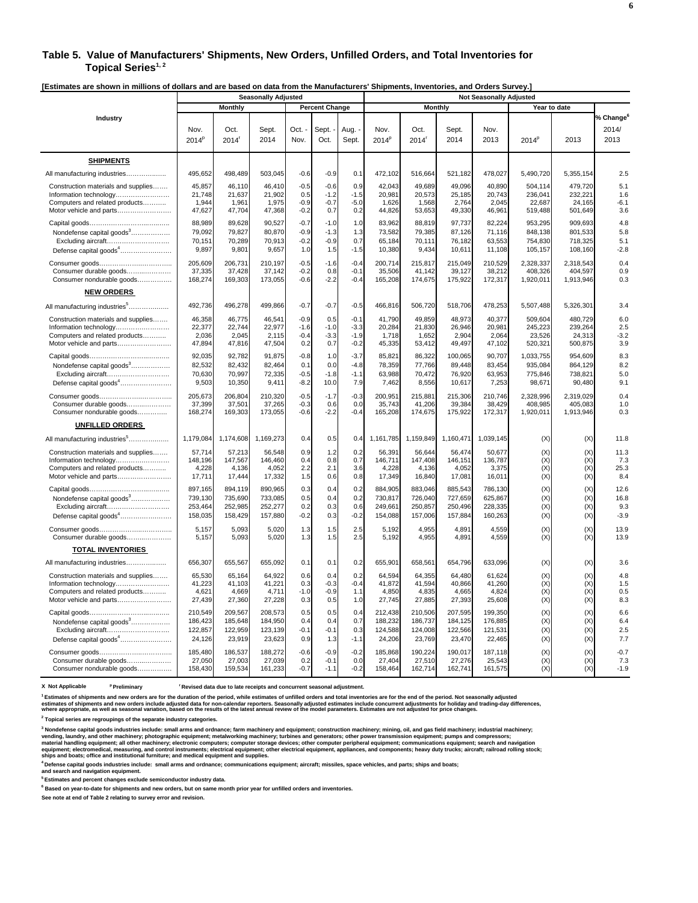## Table 5. Value of Manufacturers' Shipments, New Orders, Unfilled Orders, and Total Inventories for Topical Series[1, 2]

**[Estimates are shown in millions of dollars and are based on data from the Manufacturers' Shipments, Inventories, and Orders Survey.]**

| Industry | Seasonally Adjusted | | | | | | Not Seasonally Adjusted | | | | | | |
|---|---|---|---|---|---|---|---|---|---|---|---|---|---|
| | Monthly | | | Percent Change | | | Monthly | | | | Year to date | | |
| | Nov. 2014[p] | Oct. 2014[r] | Sept. 2014 | Oct. - Nov. | Sept. - Oct. | Aug. - Sept. | Nov. 2014[p] | Oct. 2014[r] | Sept. 2014 | Nov. 2013 | 2014[p] | 2013 | % Change[6] 2014/ 2013 |
| **SHIPMENTS** | | | | | | | | | | | | | |
| All manufacturing industries | 495,652 | 498,489 | 503,045 | -0.6 | -0.9 | 0.1 | 472,102 | 516,664 | 521,182 | 478,027 | 5,490,720 | 5,355,154 | 2.5 |
| Construction materials and supplies | 45,857 | 46,110 | 46,410 | -0.5 | -0.6 | 0.9 | 42,043 | 49,689 | 49,096 | 40,890 | 504,114 | 479,720 | 5.1 |
| Information technology | 21,748 | 21,637 | 21,902 | 0.5 | -1.2 | -1.5 | 20,981 | 20,573 | 25,185 | 20,743 | 236,041 | 232,221 | 1.6 |
| Computers and related products | 1,944 | 1,961 | 1,975 | -0.9 | -0.7 | -5.0 | 1,626 | 1,568 | 2,764 | 2,045 | 22,687 | 24,165 | -6.1 |
| Motor vehicle and parts | 47,627 | 47,704 | 47,368 | -0.2 | 0.7 | 0.2 | 44,826 | 53,653 | 49,330 | 46,961 | 519,488 | 501,649 | 3.6 |
| Capital goods | 88,989 | 89,628 | 90,527 | -0.7 | -1.0 | 1.0 | 83,962 | 88,819 | 97,737 | 82,224 | 953,295 | 909,693 | 4.8 |
| Nondefense capital goods[3] | 79,092 | 79,827 | 80,870 | -0.9 | -1.3 | 1.3 | 73,582 | 79,385 | 87,126 | 71,116 | 848,138 | 801,533 | 5.8 |
| Excluding aircraft | 70,151 | 70,289 | 70,913 | -0.2 | -0.9 | 0.7 | 65,184 | 70,111 | 76,182 | 63,553 | 754,830 | 718,325 | 5.1 |
| Defense capital goods[4] | 9,897 | 9,801 | 9,657 | 1.0 | 1.5 | -1.5 | 10,380 | 9,434 | 10,611 | 11,108 | 105,157 | 108,160 | -2.8 |
| Consumer goods | 205,609 | 206,731 | 210,197 | -0.5 | -1.6 | -0.4 | 200,714 | 215,817 | 215,049 | 210,529 | 2,328,337 | 2,318,543 | 0.4 |
| Consumer durable goods | 37,335 | 37,428 | 37,142 | -0.2 | 0.8 | -0.1 | 35,506 | 41,142 | 39,127 | 38,212 | 408,326 | 404,597 | 0.9 |
| Consumer nondurable goods | 168,274 | 169,303 | 173,055 | -0.6 | -2.2 | -0.4 | 165,208 | 174,675 | 175,922 | 172,317 | 1,920,011 | 1,913,946 | 0.3 |
| **NEW ORDERS** | | | | | | | | | | | | | |
| All manufacturing industries[5] | 492,736 | 496,278 | 499,866 | -0.7 | -0.7 | -0.5 | 466,816 | 506,720 | 518,706 | 478,253 | 5,507,488 | 5,326,301 | 3.4 |
| Construction materials and supplies | 46,358 | 46,775 | 46,541 | -0.9 | 0.5 | -0.1 | 41,790 | 49,859 | 48,973 | 40,377 | 509,604 | 480,729 | 6.0 |
| Information technology | 22,377 | 22,744 | 22,977 | -1.6 | -1.0 | -3.3 | 20,284 | 21,830 | 26,946 | 20,981 | 245,223 | 239,264 | 2.5 |
| Computers and related products | 2,036 | 2,045 | 2,115 | -0.4 | -3.3 | -1.9 | 1,718 | 1,652 | 2,904 | 2,064 | 23,526 | 24,313 | -3.2 |
| Motor vehicle and parts | 47,894 | 47,816 | 47,504 | 0.2 | 0.7 | -0.2 | 45,335 | 53,412 | 49,497 | 47,102 | 520,321 | 500,875 | 3.9 |
| Capital goods | 92,035 | 92,782 | 91,875 | -0.8 | 1.0 | -3.7 | 85,821 | 86,322 | 100,065 | 90,707 | 1,033,755 | 954,609 | 8.3 |
| Nondefense capital goods[3] | 82,532 | 82,432 | 82,464 | 0.1 | 0.0 | -4.8 | 78,359 | 77,766 | 89,448 | 83,454 | 935,084 | 864,129 | 8.2 |
| Excluding aircraft | 70,630 | 70,997 | 72,335 | -0.5 | -1.8 | -1.1 | 63,988 | 70,472 | 76,920 | 63,953 | 775,846 | 738,821 | 5.0 |
| Defense capital goods[4] | 9,503 | 10,350 | 9,411 | -8.2 | 10.0 | 7.9 | 7,462 | 8,556 | 10,617 | 7,253 | 98,671 | 90,480 | 9.1 |
| Consumer goods | 205,673 | 206,804 | 210,320 | -0.5 | -1.7 | -0.3 | 200,951 | 215,881 | 215,306 | 210,746 | 2,328,996 | 2,319,029 | 0.4 |
| Consumer durable goods | 37,399 | 37,501 | 37,265 | -0.3 | 0.6 | 0.0 | 35,743 | 41,206 | 39,384 | 38,429 | 408,985 | 405,083 | 1.0 |
| Consumer nondurable goods | 168,274 | 169,303 | 173,055 | -0.6 | -2.2 | -0.4 | 165,208 | 174,675 | 175,922 | 172,317 | 1,920,011 | 1,913,946 | 0.3 |
| **UNFILLED ORDERS** | | | | | | | | | | | | | |
| All manufacturing industries[5] | 1,179,084 | 1,174,608 | 1,169,273 | 0.4 | 0.5 | 0.4 | 1,161,785 | 1,159,849 | 1,160,471 | 1,039,145 | (X) | (X) | 11.8 |
| Construction materials and supplies | 57,714 | 57,213 | 56,548 | 0.9 | 1.2 | 0.2 | 56,391 | 56,644 | 56,474 | 50,677 | (X) | (X) | 11.3 |
| Information technology | 148,196 | 147,567 | 146,460 | 0.4 | 0.8 | 0.7 | 146,711 | 147,408 | 146,151 | 136,787 | (X) | (X) | 7.3 |
| Computers and related products | 4,228 | 4,136 | 4,052 | 2.2 | 2.1 | 3.6 | 4,228 | 4,136 | 4,052 | 3,375 | (X) | (X) | 25.3 |
| Motor vehicle and parts | 17,711 | 17,444 | 17,332 | 1.5 | 0.6 | 0.8 | 17,349 | 16,840 | 17,081 | 16,011 | (X) | (X) | 8.4 |
| Capital goods | 897,165 | 894,119 | 890,965 | 0.3 | 0.4 | 0.2 | 884,905 | 883,046 | 885,543 | 786,130 | (X) | (X) | 12.6 |
| Nondefense capital goods[3] | 739,130 | 735,690 | 733,085 | 0.5 | 0.4 | 0.2 | 730,817 | 726,040 | 727,659 | 625,867 | (X) | (X) | 16.8 |
| Excluding aircraft | 253,464 | 252,985 | 252,277 | 0.2 | 0.3 | 0.6 | 249,661 | 250,857 | 250,496 | 228,335 | (X) | (X) | 9.3 |
| Defense capital goods[4] | 158,035 | 158,429 | 157,880 | -0.2 | 0.3 | -0.2 | 154,088 | 157,006 | 157,884 | 160,263 | (X) | (X) | -3.9 |
| Consumer goods | 5,157 | 5,093 | 5,020 | 1.3 | 1.5 | 2.5 | 5,192 | 4,955 | 4,891 | 4,559 | (X) | (X) | 13.9 |
| Consumer durable goods | 5,157 | 5,093 | 5,020 | 1.3 | 1.5 | 2.5 | 5,192 | 4,955 | 4,891 | 4,559 | (X) | (X) | 13.9 |
| **TOTAL INVENTORIES** | | | | | | | | | | | | | |
| All manufacturing industries | 656,307 | 655,567 | 655,092 | 0.1 | 0.1 | 0.2 | 655,901 | 658,561 | 654,796 | 633,096 | (X) | (X) | 3.6 |
| Construction materials and supplies | 65,530 | 65,164 | 64,922 | 0.6 | 0.4 | 0.2 | 64,594 | 64,355 | 64,480 | 61,624 | (X) | (X) | 4.8 |
| Information technology | 41,223 | 41,103 | 41,221 | 0.3 | -0.3 | -0.4 | 41,872 | 41,594 | 40,866 | 41,260 | (X) | (X) | 1.5 |
| Computers and related products | 4,621 | 4,669 | 4,711 | -1.0 | -0.9 | 1.1 | 4,850 | 4,835 | 4,665 | 4,824 | (X) | (X) | 0.5 |
| Motor vehicle and parts | 27,439 | 27,360 | 27,228 | 0.3 | 0.5 | 1.0 | 27,745 | 27,885 | 27,393 | 25,608 | (X) | (X) | 8.3 |
| Capital goods | 210,549 | 209,567 | 208,573 | 0.5 | 0.5 | 0.4 | 212,438 | 210,506 | 207,595 | 199,350 | (X) | (X) | 6.6 |
| Nondefense capital goods[3] | 186,423 | 185,648 | 184,950 | 0.4 | 0.4 | 0.7 | 188,232 | 186,737 | 184,125 | 176,885 | (X) | (X) | 6.4 |
| Excluding aircraft | 122,857 | 122,959 | 123,139 | -0.1 | -0.1 | 0.3 | 124,588 | 124,008 | 122,566 | 121,531 | (X) | (X) | 2.5 |
| Defense capital goods[4] | 24,126 | 23,919 | 23,623 | 0.9 | 1.3 | -1.1 | 24,206 | 23,769 | 23,470 | 22,465 | (X) | (X) | 7.7 |
| Consumer goods | 185,480 | 186,537 | 188,272 | -0.6 | -0.9 | -0.2 | 185,868 | 190,224 | 190,017 | 187,118 | (X) | (X) | -0.7 |
| Consumer durable goods | 27,050 | 27,003 | 27,039 | 0.2 | -0.1 | 0.0 | 27,404 | 27,510 | 27,276 | 25,543 | (X) | (X) | 7.3 |
| Consumer nondurable goods | 158,430 | 159,534 | 161,233 | -0.7 | -1.1 | -0.2 | 158,464 | 162,714 | 162,741 | 161,575 | (X) | (X) | -1.9 |

**X Not Applicable** &nbsp;&nbsp; **[p] Preliminary** &nbsp;&nbsp; **[r] Revised data due to late receipts and concurrent seasonal adjustment.**

[1] Estimates of shipments and new orders are for the duration of the period, while estimates of unfilled orders and total inventories are for the end of the period. Not seasonally adjusted estimates of shipments and new orders include adjusted data for non-calendar reporters. Seasonally adjusted estimates include concurrent adjustments for holiday and trading-day differences, where appropriate, as well as seasonal variation, based on the results of the latest annual review of the model parameters. Estimates are not adjusted for price changes.

[2] Topical series are regroupings of the separate industry categories.

[3] Nondefense capital goods industries include: small arms and ordnance; farm machinery and equipment; construction machinery; mining, oil, and gas field machinery; industrial machinery; vending, laundry, and other machinery; photographic equipment; metalworking machinery; turbines and generators; other power transmission equipment; pumps and compressors; material handling equipment; all other machinery; electronic computers; computer storage devices; other computer peripheral equipment; communications equipment; search and navigation equipment; electromedical, measuring, and control instruments; electrical equipment; other electrical equipment, appliances, and components; heavy duty trucks; aircraft; railroad rolling stock; ships and boats; office and institutional furniture; and medical equipment and supplies.

[4] Defense capital goods industries include: small arms and ordnance; communications equipment; aircraft; missiles, space vehicles, and parts; ships and boats; and search and navigation equipment.

[5] Estimates and percent changes exclude semiconductor industry data.

[6] Based on year-to-date for shipments and new orders, but on same month prior year for unfilled orders and inventories.

See note at end of Table 2 relating to survey error and revision.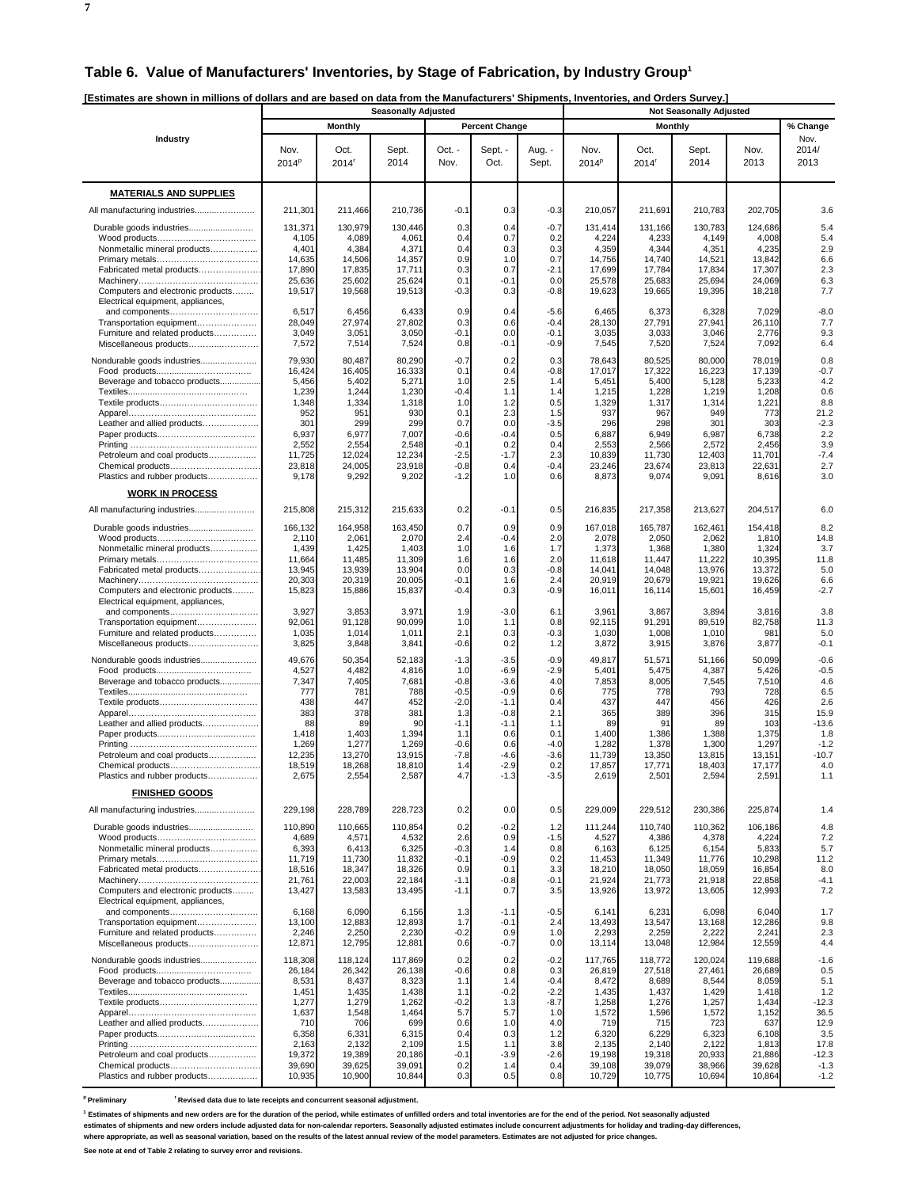## Table 6. Value of Manufacturers' Inventories, by Stage of Fabrication, by Industry Group[1]

[Estimates are shown in millions of dollars and are based on data from the Manufacturers' Shipments, Inventories, and Orders Survey.]

| Industry | Seasonally Adjusted | | | | | | Not Seasonally Adjusted | | | | |
|---|---|---|---|---|---|---|---|---|---|---|---|
| | Monthly | | | Percent Change | | | Monthly | | | | % Change |
| | Nov. 2014[p] | Oct. 2014[r] | Sept. 2014 | Oct. - Nov. | Sept. - Oct. | Aug. - Sept. | Nov. 2014[p] | Oct. 2014[r] | Sept. 2014 | Nov. 2013 | Nov. 2014/ 2013 |
| **MATERIALS AND SUPPLIES** | | | | | | | | | | | |
| All manufacturing industries | 211,301 | 211,466 | 210,736 | -0.1 | 0.3 | -0.3 | 210,057 | 211,691 | 210,783 | 202,705 | 3.6 |
| Durable goods industries | 131,371 | 130,979 | 130,446 | 0.3 | 0.4 | -0.7 | 131,414 | 131,166 | 130,783 | 124,686 | 5.4 |
| Wood products | 4,105 | 4,089 | 4,061 | 0.4 | 0.7 | 0.2 | 4,224 | 4,233 | 4,149 | 4,008 | 5.4 |
| Nonmetallic mineral products | 4,401 | 4,384 | 4,371 | 0.4 | 0.3 | 0.3 | 4,359 | 4,344 | 4,351 | 4,235 | 2.9 |
| Primary metals | 14,635 | 14,506 | 14,357 | 0.9 | 1.0 | 0.7 | 14,756 | 14,740 | 14,521 | 13,842 | 6.6 |
| Fabricated metal products | 17,890 | 17,835 | 17,711 | 0.3 | 0.7 | -2.1 | 17,699 | 17,784 | 17,834 | 17,307 | 2.3 |
| Machinery | 25,636 | 25,602 | 25,624 | 0.1 | -0.1 | 0.0 | 25,578 | 25,683 | 25,694 | 24,069 | 6.3 |
| Computers and electronic products | 19,517 | 19,568 | 19,513 | -0.3 | 0.3 | -0.8 | 19,623 | 19,665 | 19,395 | 18,218 | 7.7 |
| Electrical equipment, appliances, and components | 6,517 | 6,456 | 6,433 | 0.9 | 0.4 | -5.6 | 6,465 | 6,373 | 6,328 | 7,029 | -8.0 |
| Transportation equipment | 28,049 | 27,974 | 27,802 | 0.3 | 0.6 | -0.4 | 28,130 | 27,791 | 27,941 | 26,110 | 7.7 |
| Furniture and related products | 3,049 | 3,051 | 3,050 | -0.1 | 0.0 | -0.1 | 3,035 | 3,033 | 3,046 | 2,776 | 9.3 |
| Miscellaneous products | 7,572 | 7,514 | 7,524 | 0.8 | -0.1 | -0.9 | 7,545 | 7,520 | 7,524 | 7,092 | 6.4 |
| Nondurable goods industries | 79,930 | 80,487 | 80,290 | -0.7 | 0.2 | 0.3 | 78,643 | 80,525 | 80,000 | 78,019 | 0.8 |
| Food products | 16,424 | 16,405 | 16,333 | 0.1 | 0.4 | -0.8 | 17,017 | 17,322 | 16,223 | 17,139 | -0.7 |
| Beverage and tobacco products | 5,456 | 5,402 | 5,271 | 1.0 | 2.5 | 1.4 | 5,451 | 5,400 | 5,128 | 5,233 | 4.2 |
| Textiles | 1,239 | 1,244 | 1,230 | -0.4 | 1.1 | 1.4 | 1,215 | 1,228 | 1,219 | 1,208 | 0.6 |
| Textile products | 1,348 | 1,334 | 1,318 | 1.0 | 1.2 | 0.5 | 1,329 | 1,317 | 1,314 | 1,221 | 8.8 |
| Apparel | 952 | 951 | 930 | 0.1 | 2.3 | 1.5 | 937 | 967 | 949 | 773 | 21.2 |
| Leather and allied products | 301 | 299 | 299 | 0.7 | 0.0 | -3.5 | 296 | 298 | 301 | 303 | -2.3 |
| Paper products | 6,937 | 6,977 | 7,007 | -0.6 | -0.4 | 0.5 | 6,887 | 6,949 | 6,987 | 6,738 | 2.2 |
| Printing | 2,552 | 2,554 | 2,548 | -0.1 | 0.2 | 0.4 | 2,553 | 2,566 | 2,572 | 2,456 | 3.9 |
| Petroleum and coal products | 11,725 | 12,024 | 12,234 | -2.5 | -1.7 | 2.3 | 10,839 | 11,730 | 12,403 | 11,701 | -7.4 |
| Chemical products | 23,818 | 24,005 | 23,918 | -0.8 | 0.4 | -0.4 | 23,246 | 23,674 | 23,813 | 22,631 | 2.7 |
| Plastics and rubber products | 9,178 | 9,292 | 9,202 | -1.2 | 1.0 | 0.6 | 8,873 | 9,074 | 9,091 | 8,616 | 3.0 |
| **WORK IN PROCESS** | | | | | | | | | | | |
| All manufacturing industries | 215,808 | 215,312 | 215,633 | 0.2 | -0.1 | 0.5 | 216,835 | 217,358 | 213,627 | 204,517 | 6.0 |
| Durable goods industries | 166,132 | 164,958 | 163,450 | 0.7 | 0.9 | 0.9 | 167,018 | 165,787 | 162,461 | 154,418 | 8.2 |
| Wood products | 2,110 | 2,061 | 2,070 | 2.4 | -0.4 | 2.0 | 2,078 | 2,050 | 2,062 | 1,810 | 14.8 |
| Nonmetallic mineral products | 1,439 | 1,425 | 1,403 | 1.0 | 1.6 | 1.7 | 1,373 | 1,368 | 1,380 | 1,324 | 3.7 |
| Primary metals | 11,664 | 11,485 | 11,309 | 1.6 | 1.6 | 2.0 | 11,618 | 11,447 | 11,222 | 10,395 | 11.8 |
| Fabricated metal products | 13,945 | 13,939 | 13,904 | 0.0 | 0.3 | -0.8 | 14,041 | 14,048 | 13,976 | 13,372 | 5.0 |
| Machinery | 20,303 | 20,319 | 20,005 | -0.1 | 1.6 | 2.4 | 20,919 | 20,679 | 19,921 | 19,626 | 6.6 |
| Computers and electronic products | 15,823 | 15,886 | 15,837 | -0.4 | 0.3 | -0.9 | 16,011 | 16,114 | 15,601 | 16,459 | -2.7 |
| Electrical equipment, appliances, and components | 3,927 | 3,853 | 3,971 | 1.9 | -3.0 | 6.1 | 3,961 | 3,867 | 3,894 | 3,816 | 3.8 |
| Transportation equipment | 92,061 | 91,128 | 90,099 | 1.0 | 1.1 | 0.8 | 92,115 | 91,291 | 89,519 | 82,758 | 11.3 |
| Furniture and related products | 1,035 | 1,014 | 1,011 | 2.1 | 0.3 | -0.3 | 1,030 | 1,008 | 1,010 | 981 | 5.0 |
| Miscellaneous products | 3,825 | 3,848 | 3,841 | -0.6 | 0.2 | 1.2 | 3,872 | 3,915 | 3,876 | 3,877 | -0.1 |
| Nondurable goods industries | 49,676 | 50,354 | 52,183 | -1.3 | -3.5 | -0.9 | 49,817 | 51,571 | 51,166 | 50,099 | -0.6 |
| Food products | 4,527 | 4,482 | 4,816 | 1.0 | -6.9 | -2.9 | 5,401 | 5,475 | 4,387 | 5,426 | -0.5 |
| Beverage and tobacco products | 7,347 | 7,405 | 7,681 | -0.8 | -3.6 | 4.0 | 7,853 | 8,005 | 7,545 | 7,510 | 4.6 |
| Textiles | 777 | 781 | 788 | -0.5 | -0.9 | 0.6 | 775 | 778 | 793 | 728 | 6.5 |
| Textile products | 438 | 447 | 452 | -2.0 | -1.1 | 0.4 | 437 | 447 | 456 | 426 | 2.6 |
| Apparel | 383 | 378 | 381 | 1.3 | -0.8 | 2.1 | 365 | 389 | 396 | 315 | 15.9 |
| Leather and allied products | 88 | 89 | 90 | -1.1 | -1.1 | 1.1 | 89 | 91 | 89 | 103 | -13.6 |
| Paper products | 1,418 | 1,403 | 1,394 | 1.1 | 0.6 | 0.1 | 1,400 | 1,386 | 1,388 | 1,375 | 1.8 |
| Printing | 1,269 | 1,277 | 1,269 | -0.6 | 0.6 | -4.0 | 1,282 | 1,378 | 1,300 | 1,297 | -1.2 |
| Petroleum and coal products | 12,235 | 13,270 | 13,915 | -7.8 | -4.6 | -3.6 | 11,739 | 13,350 | 13,815 | 13,151 | -10.7 |
| Chemical products | 18,519 | 18,268 | 18,810 | 1.4 | -2.9 | 0.2 | 17,857 | 17,771 | 18,403 | 17,177 | 4.0 |
| Plastics and rubber products | 2,675 | 2,554 | 2,587 | 4.7 | -1.3 | -3.5 | 2,619 | 2,501 | 2,594 | 2,591 | 1.1 |
| **FINISHED GOODS** | | | | | | | | | | | |
| All manufacturing industries | 229,198 | 228,789 | 228,723 | 0.2 | 0.0 | 0.5 | 229,009 | 229,512 | 230,386 | 225,874 | 1.4 |
| Durable goods industries | 110,890 | 110,665 | 110,854 | 0.2 | -0.2 | 1.2 | 111,244 | 110,740 | 110,362 | 106,186 | 4.8 |
| Wood products | 4,689 | 4,571 | 4,532 | 2.6 | 0.9 | -1.5 | 4,527 | 4,386 | 4,378 | 4,224 | 7.2 |
| Nonmetallic mineral products | 6,393 | 6,413 | 6,325 | -0.3 | 1.4 | 0.8 | 6,163 | 6,125 | 6,154 | 5,833 | 5.7 |
| Primary metals | 11,719 | 11,730 | 11,832 | -0.1 | -0.9 | 0.2 | 11,453 | 11,349 | 11,776 | 10,298 | 11.2 |
| Fabricated metal products | 18,516 | 18,347 | 18,326 | 0.9 | 0.1 | 3.3 | 18,210 | 18,050 | 18,059 | 16,854 | 8.0 |
| Machinery | 21,761 | 22,003 | 22,184 | -1.1 | -0.8 | -0.1 | 21,924 | 21,773 | 21,918 | 22,858 | -4.1 |
| Computers and electronic products | 13,427 | 13,583 | 13,495 | -1.1 | 0.7 | 3.5 | 13,926 | 13,972 | 13,605 | 12,993 | 7.2 |
| Electrical equipment, appliances, and components | 6,168 | 6,090 | 6,156 | 1.3 | -1.1 | -0.5 | 6,141 | 6,231 | 6,098 | 6,040 | 1.7 |
| Transportation equipment | 13,100 | 12,883 | 12,893 | 1.7 | -0.1 | 2.4 | 13,493 | 13,547 | 13,168 | 12,286 | 9.8 |
| Furniture and related products | 2,246 | 2,250 | 2,230 | -0.2 | 0.9 | 1.0 | 2,293 | 2,259 | 2,222 | 2,241 | 2.3 |
| Miscellaneous products | 12,871 | 12,795 | 12,881 | 0.6 | -0.7 | 0.0 | 13,114 | 13,048 | 12,984 | 12,559 | 4.4 |
| Nondurable goods industries | 118,308 | 118,124 | 117,869 | 0.2 | 0.2 | -0.2 | 117,765 | 118,772 | 120,024 | 119,688 | -1.6 |
| Food products | 26,184 | 26,342 | 26,138 | -0.6 | 0.8 | 0.3 | 26,819 | 27,518 | 27,461 | 26,689 | 0.5 |
| Beverage and tobacco products | 8,531 | 8,437 | 8,323 | 1.1 | 1.4 | -0.4 | 8,472 | 8,689 | 8,544 | 8,059 | 5.1 |
| Textiles | 1,451 | 1,435 | 1,438 | 1.1 | -0.2 | -2.2 | 1,435 | 1,437 | 1,429 | 1,418 | 1.2 |
| Textile products | 1,277 | 1,279 | 1,262 | -0.2 | 1.3 | -8.7 | 1,258 | 1,276 | 1,257 | 1,434 | -12.3 |
| Apparel | 1,637 | 1,548 | 1,464 | 5.7 | 5.7 | 1.0 | 1,572 | 1,596 | 1,572 | 1,152 | 36.5 |
| Leather and allied products | 710 | 706 | 699 | 0.6 | 1.0 | 4.0 | 719 | 715 | 723 | 637 | 12.9 |
| Paper products | 6,358 | 6,331 | 6,315 | 0.4 | 0.3 | 1.2 | 6,320 | 6,229 | 6,323 | 6,108 | 3.5 |
| Printing | 2,163 | 2,132 | 2,109 | 1.5 | 1.1 | 3.8 | 2,135 | 2,140 | 2,122 | 1,813 | 17.8 |
| Petroleum and coal products | 19,372 | 19,389 | 20,186 | -0.1 | -3.9 | -2.6 | 19,198 | 19,318 | 20,933 | 21,886 | -12.3 |
| Chemical products | 39,690 | 39,625 | 39,091 | 0.2 | 1.4 | 0.4 | 39,108 | 39,079 | 38,966 | 39,628 | -1.3 |
| Plastics and rubber products | 10,935 | 10,900 | 10,844 | 0.3 | 0.5 | 0.8 | 10,729 | 10,775 | 10,694 | 10,864 | -1.2 |

[p] Preliminary  [r] Revised data due to late receipts and concurrent seasonal adjustment.

[1] Estimates of shipments and new orders are for the duration of the period, while estimates of unfilled orders and total inventories are for the end of the period. Not seasonally adjusted estimates of shipments and new orders include adjusted data for non-calendar reporters. Seasonally adjusted estimates include concurrent adjustments for holiday and trading-day differences, where appropriate, as well as seasonal variation, based on the results of the latest annual review of the model parameters. Estimates are not adjusted for price changes.

See note at end of Table 2 relating to survey error and revisions.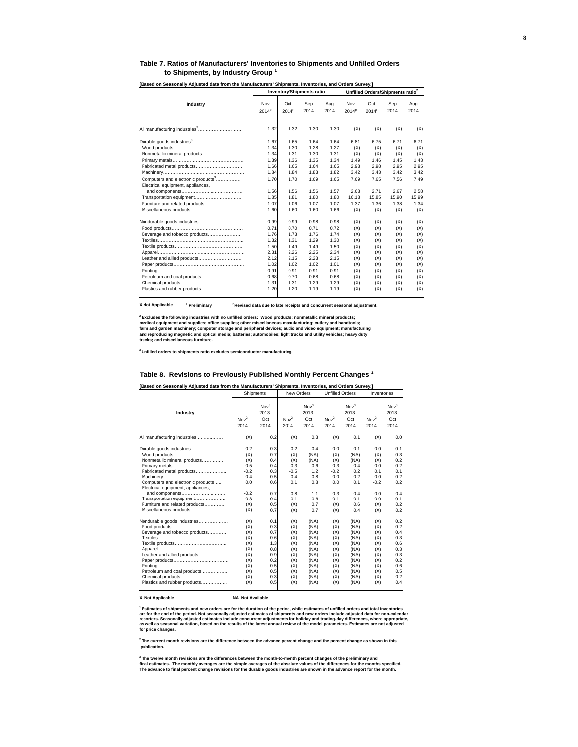# Table 7. Ratios of Manufacturers' Inventories to Shipments and Unfilled Orders to Shipments, by Industry Group [1]

**[Based on Seasonally Adjusted data from the Manufacturers' Shipments, Inventories, and Orders Survey.]**

| Industry | Inventory/Shipments ratio | | | | Unfilled Orders/Shipments ratio[2] | | | |
|---|---|---|---|---|---|---|---|---|
| | Nov 2014[p] | Oct 2014[r] | Sep 2014 | Aug 2014 | Nov 2014[p] | Oct 2014[r] | Sep 2014 | Aug 2014 |
| All manufacturing industries[3]……………………… | 1.32 | 1.32 | 1.30 | 1.30 | (X) | (X) | (X) | (X) |
| Durable goods industries[3]…………………………… | 1.67 | 1.65 | 1.64 | 1.64 | 6.81 | 6.75 | 6.71 | 6.71 |
| Wood products……………………………………… | 1.34 | 1.30 | 1.28 | 1.27 | (X) | (X) | (X) | (X) |
| Nonmetallic mineral products…………………… | 1.34 | 1.31 | 1.30 | 1.31 | (X) | (X) | (X) | (X) |
| Primary metals……………………………………… | 1.39 | 1.36 | 1.35 | 1.34 | 1.49 | 1.46 | 1.45 | 1.43 |
| Fabricated metal products………………………… | 1.66 | 1.65 | 1.64 | 1.65 | 2.98 | 2.98 | 2.95 | 2.95 |
| Machinery…………………………………………… | 1.84 | 1.84 | 1.83 | 1.82 | 3.42 | 3.43 | 3.42 | 3.42 |
| Computers and electronic products[3]…………… | 1.70 | 1.70 | 1.69 | 1.65 | 7.69 | 7.65 | 7.56 | 7.49 |
| Electrical equipment, appliances, and components………………………………… | 1.56 | 1.56 | 1.56 | 1.57 | 2.68 | 2.71 | 2.67 | 2.58 |
| Transportation equipment………………………… | 1.85 | 1.81 | 1.80 | 1.80 | 16.18 | 15.85 | 15.90 | 15.99 |
| Furniture and related products…………………… | 1.07 | 1.06 | 1.07 | 1.07 | 1.37 | 1.36 | 1.38 | 1.34 |
| Miscellaneous products…………………………… | 1.60 | 1.60 | 1.60 | 1.66 | (X) | (X) | (X) | (X) |
| Nondurable goods industries……………………… | 0.99 | 0.99 | 0.98 | 0.98 | (X) | (X) | (X) | (X) |
| Food products……………………………………… | 0.71 | 0.70 | 0.71 | 0.72 | (X) | (X) | (X) | (X) |
| Beverage and tobacco products………………… | 1.76 | 1.73 | 1.76 | 1.74 | (X) | (X) | (X) | (X) |
| Textiles……………………………………………… | 1.32 | 1.31 | 1.29 | 1.30 | (X) | (X) | (X) | (X) |
| Textile products…………………………………… | 1.50 | 1.49 | 1.49 | 1.50 | (X) | (X) | (X) | (X) |
| Apparel……………………………………………… | 2.31 | 2.26 | 2.25 | 2.34 | (X) | (X) | (X) | (X) |
| Leather and allied products……………………… | 2.12 | 2.15 | 2.23 | 2.15 | (X) | (X) | (X) | (X) |
| Paper products……………………………………… | 1.02 | 1.02 | 1.02 | 1.01 | (X) | (X) | (X) | (X) |
| Printing……………………………………………… | 0.91 | 0.91 | 0.91 | 0.91 | (X) | (X) | (X) | (X) |
| Petroleum and coal products……………………… | 0.68 | 0.70 | 0.68 | 0.68 | (X) | (X) | (X) | (X) |
| Chemical products………………………………… | 1.31 | 1.31 | 1.29 | 1.29 | (X) | (X) | (X) | (X) |
| Plastics and rubber products……………………… | 1.20 | 1.20 | 1.19 | 1.19 | (X) | (X) | (X) | (X) |

**X Not Applicable** **[p] Preliminary** **[r] Revised data due to late receipts and concurrent seasonal adjustment.**

**[2] Excludes the following industries with no unfilled orders: Wood products; nonmetallic mineral products; medical equipment and supplies; office supplies; other miscellaneous manufacturing; cutlery and handtools; farm and garden machinery; computer storage and peripheral devices; audio and video equipment; manufacturing and reproducing magnetic and optical media; batteries; automobiles; light trucks and utility vehicles; heavy duty trucks; and miscellaneous furniture.**

**[3] Unfilled orders to shipments ratio excludes semiconductor manufacturing.**

# Table 8. Revisions to Previously Published Monthly Percent Changes [1]

**[Based on Seasonally Adjusted data from the Manufacturers' Shipments, Inventories, and Orders Survey.]**

| Industry | Shipments | | New Orders | | Unfilled Orders | | Inventories | |
|---|---|---|---|---|---|---|---|---|
| | Nov[2] 2014 | Nov[3] 2013-Oct 2014 | Nov[2] 2014 | Nov[3] 2013-Oct 2014 | Nov[2] 2014 | Nov[3] 2013-Oct 2014 | Nov[2] 2014 | Nov[3] 2013-Oct 2014 |
| All manufacturing industries……………… | (X) | 0.2 | (X) | 0.3 | (X) | 0.1 | (X) | 0.0 |
| Durable goods industries…………………… | -0.2 | 0.3 | -0.2 | 0.4 | 0.0 | 0.1 | 0.0 | 0.1 |
| Wood products……………………………… | (X) | 0.7 | (X) | (NA) | (X) | (NA) | (X) | 0.3 |
| Nonmetallic mineral products…………… | (X) | 0.4 | (X) | (NA) | (X) | (NA) | (X) | 0.2 |
| Primary metals……………………………… | -0.5 | 0.4 | -0.3 | 0.6 | 0.3 | 0.4 | 0.0 | 0.2 |
| Fabricated metal products………………… | -0.2 | 0.3 | -0.5 | 1.2 | -0.2 | 0.2 | 0.1 | 0.1 |
| Machinery…………………………………… | -0.4 | 0.5 | -0.4 | 0.8 | 0.0 | 0.2 | 0.0 | 0.2 |
| Computers and electronic products…… | 0.0 | 0.6 | 0.1 | 0.8 | 0.0 | 0.1 | -0.2 | 0.2 |
| Electrical equipment, appliances, and components……………………… | -0.2 | 0.7 | -0.8 | 1.1 | -0.3 | 0.4 | 0.0 | 0.4 |
| Transportation equipment………………… | -0.3 | 0.4 | -0.1 | 0.6 | 0.1 | 0.1 | 0.0 | 0.1 |
| Furniture and related products…………… | (X) | 0.5 | (X) | 0.7 | (X) | 0.6 | (X) | 0.2 |
| Miscellaneous products…………………… | (X) | 0.7 | (X) | 0.7 | (X) | 0.4 | (X) | 0.2 |
| Nondurable goods industries……………… | (X) | 0.1 | (X) | (NA) | (X) | (NA) | (X) | 0.2 |
| Food products……………………………… | (X) | 0.3 | (X) | (NA) | (X) | (NA) | (X) | 0.2 |
| Beverage and tobacco products………… | (X) | 0.7 | (X) | (NA) | (X) | (NA) | (X) | 0.4 |
| Textiles……………………………………… | (X) | 0.6 | (X) | (NA) | (X) | (NA) | (X) | 0.3 |
| Textile products…………………………… | (X) | 1.3 | (X) | (NA) | (X) | (NA) | (X) | 0.6 |
| Apparel……………………………………… | (X) | 0.8 | (X) | (NA) | (X) | (NA) | (X) | 0.3 |
| Leather and allied products……………… | (X) | 0.9 | (X) | (NA) | (X) | (NA) | (X) | 0.3 |
| Paper products……………………………… | (X) | 0.2 | (X) | (NA) | (X) | (NA) | (X) | 0.2 |
| Printing……………………………………… | (X) | 0.5 | (X) | (NA) | (X) | (NA) | (X) | 0.6 |
| Petroleum and coal products…………… | (X) | 0.5 | (X) | (NA) | (X) | (NA) | (X) | 0.5 |
| Chemical products………………………… | (X) | 0.3 | (X) | (NA) | (X) | (NA) | (X) | 0.2 |
| Plastics and rubber products…………… | (X) | 0.5 | (X) | (NA) | (X) | (NA) | (X) | 0.4 |

**X Not Applicable** **NA Not Available**

**[1] Estimates of shipments and new orders are for the duration of the period, while estimates of unfilled orders and total inventories are for the end of the period. Not seasonally adjusted estimates of shipments and new orders include adjusted data for non-calendar reporters. Seasonally adjusted estimates include concurrent adjustments for holiday and trading-day differences, where appropriate, as well as seasonal variation, based on the results of the latest annual review of the model parameters. Estimates are not adjusted for price changes.**

**[2] The current month revisions are the difference between the advance percent change and the percent change as shown in this publication.**

**[3] The twelve month revisions are the differences between the month-to-month percent changes of the preliminary and final estimates. The monthly averages are the simple averages of the absolute values of the differences for the months specified. The advance to final percent change revisions for the durable goods industries are shown in the advance report for the month.**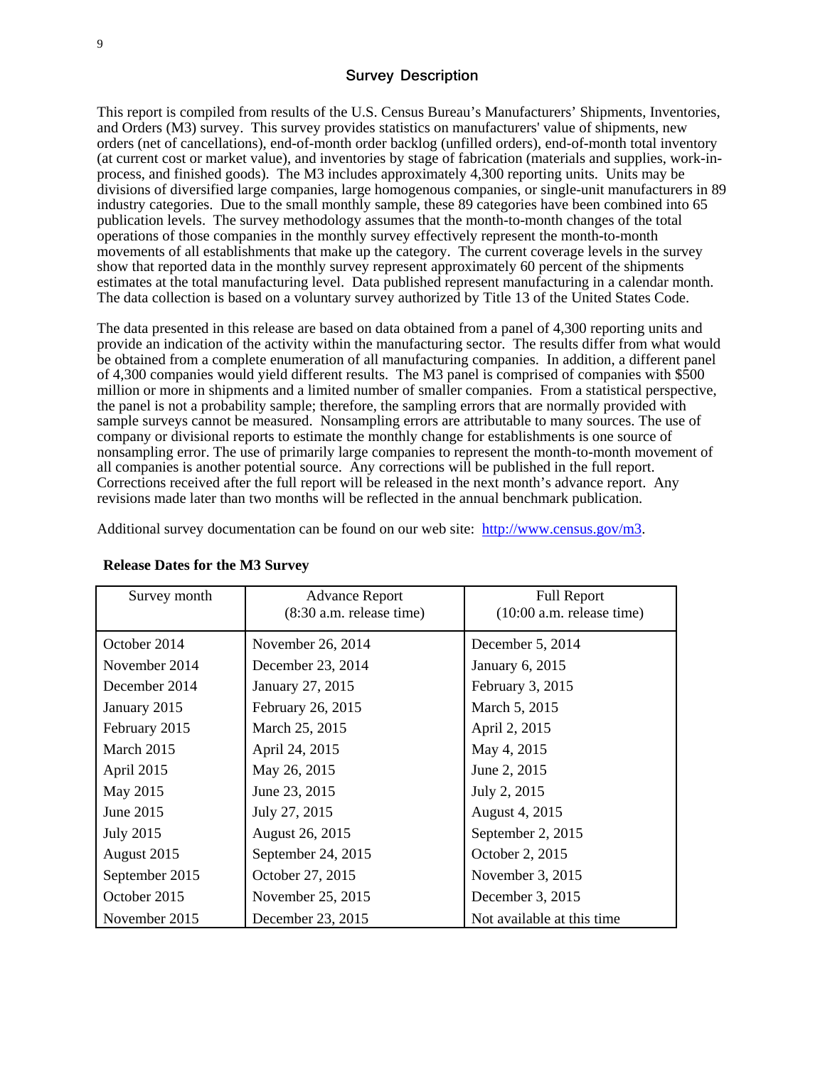## Survey Description

This report is compiled from results of the U.S. Census Bureau's Manufacturers' Shipments, Inventories, and Orders (M3) survey. This survey provides statistics on manufacturers' value of shipments, new orders (net of cancellations), end-of-month order backlog (unfilled orders), end-of-month total inventory (at current cost or market value), and inventories by stage of fabrication (materials and supplies, work-in-process, and finished goods). The M3 includes approximately 4,300 reporting units. Units may be divisions of diversified large companies, large homogenous companies, or single-unit manufacturers in 89 industry categories. Due to the small monthly sample, these 89 categories have been combined into 65 publication levels. The survey methodology assumes that the month-to-month changes of the total operations of those companies in the monthly survey effectively represent the month-to-month movements of all establishments that make up the category. The current coverage levels in the survey show that reported data in the monthly survey represent approximately 60 percent of the shipments estimates at the total manufacturing level. Data published represent manufacturing in a calendar month. The data collection is based on a voluntary survey authorized by Title 13 of the United States Code.

The data presented in this release are based on data obtained from a panel of 4,300 reporting units and provide an indication of the activity within the manufacturing sector. The results differ from what would be obtained from a complete enumeration of all manufacturing companies. In addition, a different panel of 4,300 companies would yield different results. The M3 panel is comprised of companies with $500 million or more in shipments and a limited number of smaller companies. From a statistical perspective, the panel is not a probability sample; therefore, the sampling errors that are normally provided with sample surveys cannot be measured. Nonsampling errors are attributable to many sources. The use of company or divisional reports to estimate the monthly change for establishments is one source of nonsampling error. The use of primarily large companies to represent the month-to-month movement of all companies is another potential source. Any corrections will be published in the full report. Corrections received after the full report will be released in the next month's advance report. Any revisions made later than two months will be reflected in the annual benchmark publication.

Additional survey documentation can be found on our web site: http://www.census.gov/m3.

**Release Dates for the M3 Survey**

| Survey month | Advance Report (8:30 a.m. release time) | Full Report (10:00 a.m. release time) |
|---|---|---|
| October 2014 | November 26, 2014 | December 5, 2014 |
| November 2014 | December 23, 2014 | January 6, 2015 |
| December 2014 | January 27, 2015 | February 3, 2015 |
| January 2015 | February 26, 2015 | March 5, 2015 |
| February 2015 | March 25, 2015 | April 2, 2015 |
| March 2015 | April 24, 2015 | May 4, 2015 |
| April 2015 | May 26, 2015 | June 2, 2015 |
| May 2015 | June 23, 2015 | July 2, 2015 |
| June 2015 | July 27, 2015 | August 4, 2015 |
| July 2015 | August 26, 2015 | September 2, 2015 |
| August 2015 | September 24, 2015 | October 2, 2015 |
| September 2015 | October 27, 2015 | November 3, 2015 |
| October 2015 | November 25, 2015 | December 3, 2015 |
| November 2015 | December 23, 2015 | Not available at this time |